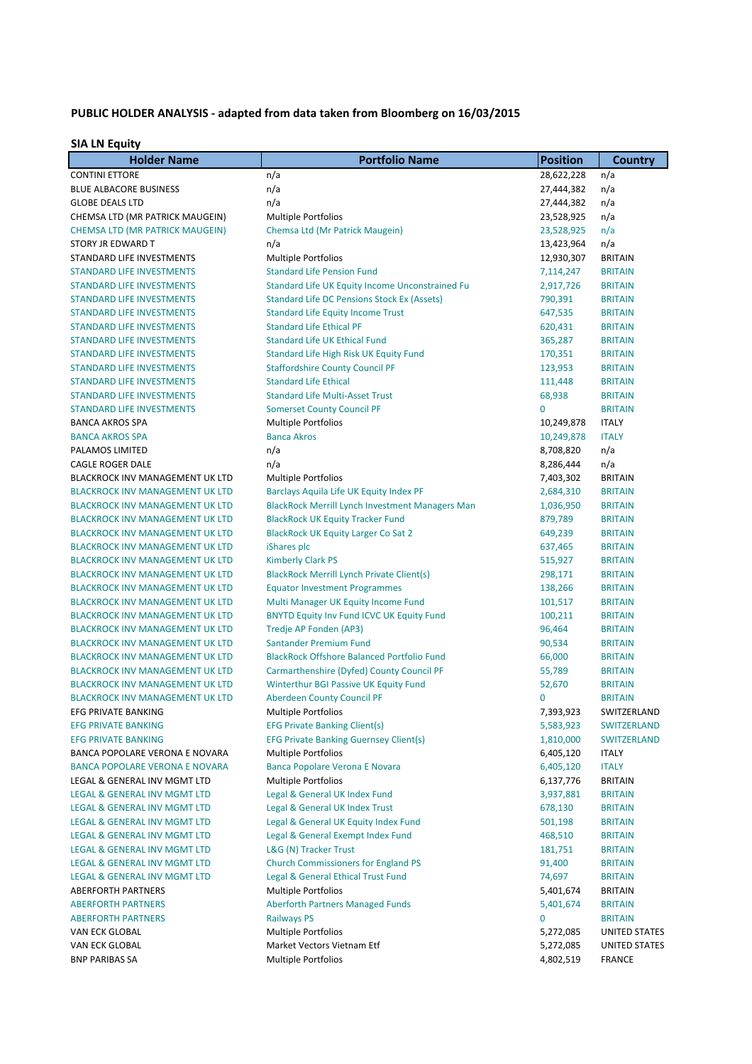**PUBLIC HOLDER ANALYSIS - adapted from data taken from Bloomberg on 16/03/2015**

**SIA LN Equity**

| Holder Name | Portfolio Name | Position | Country |
|---|---|---|---|
| CONTINI ETTORE | n/a | 28,622,228 | n/a |
| BLUE ALBACORE BUSINESS | n/a | 27,444,382 | n/a |
| GLOBE DEALS LTD | n/a | 27,444,382 | n/a |
| CHEMSA LTD (MR PATRICK MAUGEIN) | Multiple Portfolios | 23,528,925 | n/a |
| CHEMSA LTD (MR PATRICK MAUGEIN) | Chemsa Ltd (Mr Patrick Maugein) | 23,528,925 | n/a |
| STORY JR EDWARD T | n/a | 13,423,964 | n/a |
| STANDARD LIFE INVESTMENTS | Multiple Portfolios | 12,930,307 | BRITAIN |
| STANDARD LIFE INVESTMENTS | Standard Life Pension Fund | 7,114,247 | BRITAIN |
| STANDARD LIFE INVESTMENTS | Standard Life UK Equity Income Unconstrained Fu | 2,917,726 | BRITAIN |
| STANDARD LIFE INVESTMENTS | Standard Life DC Pensions Stock Ex (Assets) | 790,391 | BRITAIN |
| STANDARD LIFE INVESTMENTS | Standard Life Equity Income Trust | 647,535 | BRITAIN |
| STANDARD LIFE INVESTMENTS | Standard Life Ethical PF | 620,431 | BRITAIN |
| STANDARD LIFE INVESTMENTS | Standard Life UK Ethical Fund | 365,287 | BRITAIN |
| STANDARD LIFE INVESTMENTS | Standard Life High Risk UK Equity Fund | 170,351 | BRITAIN |
| STANDARD LIFE INVESTMENTS | Staffordshire County Council PF | 123,953 | BRITAIN |
| STANDARD LIFE INVESTMENTS | Standard Life Ethical | 111,448 | BRITAIN |
| STANDARD LIFE INVESTMENTS | Standard Life Multi-Asset Trust | 68,938 | BRITAIN |
| STANDARD LIFE INVESTMENTS | Somerset County Council PF | 0 | BRITAIN |
| BANCA AKROS SPA | Multiple Portfolios | 10,249,878 | ITALY |
| BANCA AKROS SPA | Banca Akros | 10,249,878 | ITALY |
| PALAMOS LIMITED | n/a | 8,708,820 | n/a |
| CAGLE ROGER DALE | n/a | 8,286,444 | n/a |
| BLACKROCK INV MANAGEMENT UK LTD | Multiple Portfolios | 7,403,302 | BRITAIN |
| BLACKROCK INV MANAGEMENT UK LTD | Barclays Aquila Life UK Equity Index PF | 2,684,310 | BRITAIN |
| BLACKROCK INV MANAGEMENT UK LTD | BlackRock Merrill Lynch Investment Managers Man | 1,036,950 | BRITAIN |
| BLACKROCK INV MANAGEMENT UK LTD | BlackRock UK Equity Tracker Fund | 879,789 | BRITAIN |
| BLACKROCK INV MANAGEMENT UK LTD | BlackRock UK Equity Larger Co Sat 2 | 649,239 | BRITAIN |
| BLACKROCK INV MANAGEMENT UK LTD | iShares plc | 637,465 | BRITAIN |
| BLACKROCK INV MANAGEMENT UK LTD | Kimberly Clark PS | 515,927 | BRITAIN |
| BLACKROCK INV MANAGEMENT UK LTD | BlackRock Merrill Lynch Private Client(s) | 298,171 | BRITAIN |
| BLACKROCK INV MANAGEMENT UK LTD | Equator Investment Programmes | 138,266 | BRITAIN |
| BLACKROCK INV MANAGEMENT UK LTD | Multi Manager UK Equity Income Fund | 101,517 | BRITAIN |
| BLACKROCK INV MANAGEMENT UK LTD | BNYTD Equity Inv Fund ICVC UK Equity Fund | 100,211 | BRITAIN |
| BLACKROCK INV MANAGEMENT UK LTD | Tredje AP Fonden (AP3) | 96,464 | BRITAIN |
| BLACKROCK INV MANAGEMENT UK LTD | Santander Premium Fund | 90,534 | BRITAIN |
| BLACKROCK INV MANAGEMENT UK LTD | BlackRock Offshore Balanced Portfolio Fund | 66,000 | BRITAIN |
| BLACKROCK INV MANAGEMENT UK LTD | Carmarthenshire (Dyfed) County Council PF | 55,789 | BRITAIN |
| BLACKROCK INV MANAGEMENT UK LTD | Winterthur BGI Passive UK Equity Fund | 52,670 | BRITAIN |
| BLACKROCK INV MANAGEMENT UK LTD | Aberdeen County Council PF | 0 | BRITAIN |
| EFG PRIVATE BANKING | Multiple Portfolios | 7,393,923 | SWITZERLAND |
| EFG PRIVATE BANKING | EFG Private Banking Client(s) | 5,583,923 | SWITZERLAND |
| EFG PRIVATE BANKING | EFG Private Banking Guernsey Client(s) | 1,810,000 | SWITZERLAND |
| BANCA POPOLARE VERONA E NOVARA | Multiple Portfolios | 6,405,120 | ITALY |
| BANCA POPOLARE VERONA E NOVARA | Banca Popolare Verona E Novara | 6,405,120 | ITALY |
| LEGAL & GENERAL INV MGMT LTD | Multiple Portfolios | 6,137,776 | BRITAIN |
| LEGAL & GENERAL INV MGMT LTD | Legal & General UK Index Fund | 3,937,881 | BRITAIN |
| LEGAL & GENERAL INV MGMT LTD | Legal & General UK Index Trust | 678,130 | BRITAIN |
| LEGAL & GENERAL INV MGMT LTD | Legal & General UK Equity Index Fund | 501,198 | BRITAIN |
| LEGAL & GENERAL INV MGMT LTD | Legal & General Exempt Index Fund | 468,510 | BRITAIN |
| LEGAL & GENERAL INV MGMT LTD | L&G (N) Tracker Trust | 181,751 | BRITAIN |
| LEGAL & GENERAL INV MGMT LTD | Church Commissioners for England PS | 91,400 | BRITAIN |
| LEGAL & GENERAL INV MGMT LTD | Legal & General Ethical Trust Fund | 74,697 | BRITAIN |
| ABERFORTH PARTNERS | Multiple Portfolios | 5,401,674 | BRITAIN |
| ABERFORTH PARTNERS | Aberforth Partners Managed Funds | 5,401,674 | BRITAIN |
| ABERFORTH PARTNERS | Railways PS | 0 | BRITAIN |
| VAN ECK GLOBAL | Multiple Portfolios | 5,272,085 | UNITED STATES |
| VAN ECK GLOBAL | Market Vectors Vietnam Etf | 5,272,085 | UNITED STATES |
| BNP PARIBAS SA | Multiple Portfolios | 4,802,519 | FRANCE |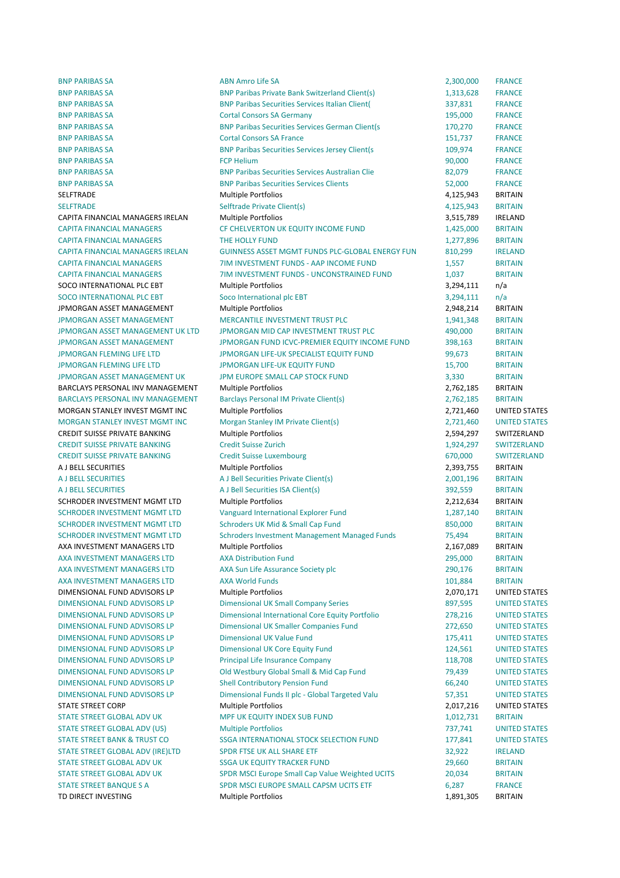| | | | |
|---|---|---|---|
| BNP PARIBAS SA | ABN Amro Life SA | 2,300,000 | FRANCE |
| BNP PARIBAS SA | BNP Paribas Private Bank Switzerland Client(s) | 1,313,628 | FRANCE |
| BNP PARIBAS SA | BNP Paribas Securities Services Italian Client( | 337,831 | FRANCE |
| BNP PARIBAS SA | Cortal Consors SA Germany | 195,000 | FRANCE |
| BNP PARIBAS SA | BNP Paribas Securities Services German Client(s | 170,270 | FRANCE |
| BNP PARIBAS SA | Cortal Consors SA France | 151,737 | FRANCE |
| BNP PARIBAS SA | BNP Paribas Securities Services Jersey Client(s | 109,974 | FRANCE |
| BNP PARIBAS SA | FCP Helium | 90,000 | FRANCE |
| BNP PARIBAS SA | BNP Paribas Securities Services Australian Clie | 82,079 | FRANCE |
| BNP PARIBAS SA | BNP Paribas Securities Services Clients | 52,000 | FRANCE |
| SELFTRADE | Multiple Portfolios | 4,125,943 | BRITAIN |
| SELFTRADE | Selftrade Private Client(s) | 4,125,943 | BRITAIN |
| CAPITA FINANCIAL MANAGERS IRELAN | Multiple Portfolios | 3,515,789 | IRELAND |
| CAPITA FINANCIAL MANAGERS | CF CHELVERTON UK EQUITY INCOME FUND | 1,425,000 | BRITAIN |
| CAPITA FINANCIAL MANAGERS | THE HOLLY FUND | 1,277,896 | BRITAIN |
| CAPITA FINANCIAL MANAGERS IRELAN | GUINNESS ASSET MGMT FUNDS PLC-GLOBAL ENERGY FUN | 810,299 | IRELAND |
| CAPITA FINANCIAL MANAGERS | 7IM INVESTMENT FUNDS - AAP INCOME FUND | 1,557 | BRITAIN |
| CAPITA FINANCIAL MANAGERS | 7IM INVESTMENT FUNDS - UNCONSTRAINED FUND | 1,037 | BRITAIN |
| SOCO INTERNATIONAL PLC EBT | Multiple Portfolios | 3,294,111 | n/a |
| SOCO INTERNATIONAL PLC EBT | Soco International plc EBT | 3,294,111 | n/a |
| JPMORGAN ASSET MANAGEMENT | Multiple Portfolios | 2,948,214 | BRITAIN |
| JPMORGAN ASSET MANAGEMENT | MERCANTILE INVESTMENT TRUST PLC | 1,941,348 | BRITAIN |
| JPMORGAN ASSET MANAGEMENT UK LTD | JPMORGAN MID CAP INVESTMENT TRUST PLC | 490,000 | BRITAIN |
| JPMORGAN ASSET MANAGEMENT | JPMORGAN FUND ICVC-PREMIER EQUITY INCOME FUND | 398,163 | BRITAIN |
| JPMORGAN FLEMING LIFE LTD | JPMORGAN LIFE-UK SPECIALIST EQUITY FUND | 99,673 | BRITAIN |
| JPMORGAN FLEMING LIFE LTD | JPMORGAN LIFE-UK EQUITY FUND | 15,700 | BRITAIN |
| JPMORGAN ASSET MANAGEMENT UK | JPM EUROPE SMALL CAP STOCK FUND | 3,330 | BRITAIN |
| BARCLAYS PERSONAL INV MANAGEMENT | Multiple Portfolios | 2,762,185 | BRITAIN |
| BARCLAYS PERSONAL INV MANAGEMENT | Barclays Personal IM Private Client(s) | 2,762,185 | BRITAIN |
| MORGAN STANLEY INVEST MGMT INC | Multiple Portfolios | 2,721,460 | UNITED STATES |
| MORGAN STANLEY INVEST MGMT INC | Morgan Stanley IM Private Client(s) | 2,721,460 | UNITED STATES |
| CREDIT SUISSE PRIVATE BANKING | Multiple Portfolios | 2,594,297 | SWITZERLAND |
| CREDIT SUISSE PRIVATE BANKING | Credit Suisse Zurich | 1,924,297 | SWITZERLAND |
| CREDIT SUISSE PRIVATE BANKING | Credit Suisse Luxembourg | 670,000 | SWITZERLAND |
| A J BELL SECURITIES | Multiple Portfolios | 2,393,755 | BRITAIN |
| A J BELL SECURITIES | A J Bell Securities Private Client(s) | 2,001,196 | BRITAIN |
| A J BELL SECURITIES | A J Bell Securities ISA Client(s) | 392,559 | BRITAIN |
| SCHRODER INVESTMENT MGMT LTD | Multiple Portfolios | 2,212,634 | BRITAIN |
| SCHRODER INVESTMENT MGMT LTD | Vanguard International Explorer Fund | 1,287,140 | BRITAIN |
| SCHRODER INVESTMENT MGMT LTD | Schroders UK Mid & Small Cap Fund | 850,000 | BRITAIN |
| SCHRODER INVESTMENT MGMT LTD | Schroders Investment Management Managed Funds | 75,494 | BRITAIN |
| AXA INVESTMENT MANAGERS LTD | Multiple Portfolios | 2,167,089 | BRITAIN |
| AXA INVESTMENT MANAGERS LTD | AXA Distribution Fund | 295,000 | BRITAIN |
| AXA INVESTMENT MANAGERS LTD | AXA Sun Life Assurance Society plc | 290,176 | BRITAIN |
| AXA INVESTMENT MANAGERS LTD | AXA World Funds | 101,884 | BRITAIN |
| DIMENSIONAL FUND ADVISORS LP | Multiple Portfolios | 2,070,171 | UNITED STATES |
| DIMENSIONAL FUND ADVISORS LP | Dimensional UK Small Company Series | 897,595 | UNITED STATES |
| DIMENSIONAL FUND ADVISORS LP | Dimensional International Core Equity Portfolio | 278,216 | UNITED STATES |
| DIMENSIONAL FUND ADVISORS LP | Dimensional UK Smaller Companies Fund | 272,650 | UNITED STATES |
| DIMENSIONAL FUND ADVISORS LP | Dimensional UK Value Fund | 175,411 | UNITED STATES |
| DIMENSIONAL FUND ADVISORS LP | Dimensional UK Core Equity Fund | 124,561 | UNITED STATES |
| DIMENSIONAL FUND ADVISORS LP | Principal Life Insurance Company | 118,708 | UNITED STATES |
| DIMENSIONAL FUND ADVISORS LP | Old Westbury Global Small & Mid Cap Fund | 79,439 | UNITED STATES |
| DIMENSIONAL FUND ADVISORS LP | Shell Contributory Pension Fund | 66,240 | UNITED STATES |
| DIMENSIONAL FUND ADVISORS LP | Dimensional Funds II plc - Global Targeted Valu | 57,351 | UNITED STATES |
| STATE STREET CORP | Multiple Portfolios | 2,017,216 | UNITED STATES |
| STATE STREET GLOBAL ADV UK | MPF UK EQUITY INDEX SUB FUND | 1,012,731 | BRITAIN |
| STATE STREET GLOBAL ADV (US) | Multiple Portfolios | 737,741 | UNITED STATES |
| STATE STREET BANK & TRUST CO | SSGA INTERNATIONAL STOCK SELECTION FUND | 177,841 | UNITED STATES |
| STATE STREET GLOBAL ADV (IRE)LTD | SPDR FTSE UK ALL SHARE ETF | 32,922 | IRELAND |
| STATE STREET GLOBAL ADV UK | SSGA UK EQUITY TRACKER FUND | 29,660 | BRITAIN |
| STATE STREET GLOBAL ADV UK | SPDR MSCI Europe Small Cap Value Weighted UCITS | 20,034 | BRITAIN |
| STATE STREET BANQUE S A | SPDR MSCI EUROPE SMALL CAPSM UCITS ETF | 6,287 | FRANCE |
| TD DIRECT INVESTING | Multiple Portfolios | 1,891,305 | BRITAIN |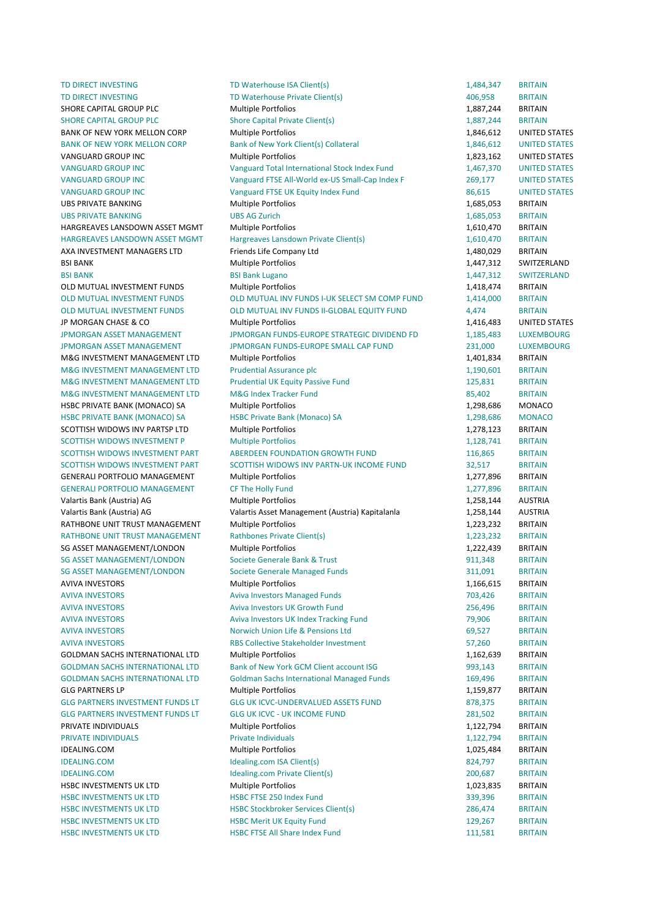| | | | |
|---|---|---|---|
| TD DIRECT INVESTING | TD Waterhouse ISA Client(s) | 1,484,347 | BRITAIN |
| TD DIRECT INVESTING | TD Waterhouse Private Client(s) | 406,958 | BRITAIN |
| SHORE CAPITAL GROUP PLC | Multiple Portfolios | 1,887,244 | BRITAIN |
| SHORE CAPITAL GROUP PLC | Shore Capital Private Client(s) | 1,887,244 | BRITAIN |
| BANK OF NEW YORK MELLON CORP | Multiple Portfolios | 1,846,612 | UNITED STATES |
| BANK OF NEW YORK MELLON CORP | Bank of New York Client(s) Collateral | 1,846,612 | UNITED STATES |
| VANGUARD GROUP INC | Multiple Portfolios | 1,823,162 | UNITED STATES |
| VANGUARD GROUP INC | Vanguard Total International Stock Index Fund | 1,467,370 | UNITED STATES |
| VANGUARD GROUP INC | Vanguard FTSE All-World ex-US Small-Cap Index F | 269,177 | UNITED STATES |
| VANGUARD GROUP INC | Vanguard FTSE UK Equity Index Fund | 86,615 | UNITED STATES |
| UBS PRIVATE BANKING | Multiple Portfolios | 1,685,053 | BRITAIN |
| UBS PRIVATE BANKING | UBS AG Zurich | 1,685,053 | BRITAIN |
| HARGREAVES LANSDOWN ASSET MGMT | Multiple Portfolios | 1,610,470 | BRITAIN |
| HARGREAVES LANSDOWN ASSET MGMT | Hargreaves Lansdown Private Client(s) | 1,610,470 | BRITAIN |
| AXA INVESTMENT MANAGERS LTD | Friends Life Company Ltd | 1,480,029 | BRITAIN |
| BSI BANK | Multiple Portfolios | 1,447,312 | SWITZERLAND |
| BSI BANK | BSI Bank Lugano | 1,447,312 | SWITZERLAND |
| OLD MUTUAL INVESTMENT FUNDS | Multiple Portfolios | 1,418,474 | BRITAIN |
| OLD MUTUAL INVESTMENT FUNDS | OLD MUTUAL INV FUNDS I-UK SELECT SM COMP FUND | 1,414,000 | BRITAIN |
| OLD MUTUAL INVESTMENT FUNDS | OLD MUTUAL INV FUNDS II-GLOBAL EQUITY FUND | 4,474 | BRITAIN |
| JP MORGAN CHASE & CO | Multiple Portfolios | 1,416,483 | UNITED STATES |
| JPMORGAN ASSET MANAGEMENT | JPMORGAN FUNDS-EUROPE STRATEGIC DIVIDEND FD | 1,185,483 | LUXEMBOURG |
| JPMORGAN ASSET MANAGEMENT | JPMORGAN FUNDS-EUROPE SMALL CAP FUND | 231,000 | LUXEMBOURG |
| M&G INVESTMENT MANAGEMENT LTD | Multiple Portfolios | 1,401,834 | BRITAIN |
| M&G INVESTMENT MANAGEMENT LTD | Prudential Assurance plc | 1,190,601 | BRITAIN |
| M&G INVESTMENT MANAGEMENT LTD | Prudential UK Equity Passive Fund | 125,831 | BRITAIN |
| M&G INVESTMENT MANAGEMENT LTD | M&G Index Tracker Fund | 85,402 | BRITAIN |
| HSBC PRIVATE BANK (MONACO) SA | Multiple Portfolios | 1,298,686 | MONACO |
| HSBC PRIVATE BANK (MONACO) SA | HSBC Private Bank (Monaco) SA | 1,298,686 | MONACO |
| SCOTTISH WIDOWS INV PARTSP LTD | Multiple Portfolios | 1,278,123 | BRITAIN |
| SCOTTISH WIDOWS INVESTMENT P | Multiple Portfolios | 1,128,741 | BRITAIN |
| SCOTTISH WIDOWS INVESTMENT PART | ABERDEEN FOUNDATION GROWTH FUND | 116,865 | BRITAIN |
| SCOTTISH WIDOWS INVESTMENT PART | SCOTTISH WIDOWS INV PARTN-UK INCOME FUND | 32,517 | BRITAIN |
| GENERALI PORTFOLIO MANAGEMENT | Multiple Portfolios | 1,277,896 | BRITAIN |
| GENERALI PORTFOLIO MANAGEMENT | CF The Holly Fund | 1,277,896 | BRITAIN |
| Valartis Bank (Austria) AG | Multiple Portfolios | 1,258,144 | AUSTRIA |
| Valartis Bank (Austria) AG | Valartis Asset Management (Austria) Kapitalanla | 1,258,144 | AUSTRIA |
| RATHBONE UNIT TRUST MANAGEMENT | Multiple Portfolios | 1,223,232 | BRITAIN |
| RATHBONE UNIT TRUST MANAGEMENT | Rathbones Private Client(s) | 1,223,232 | BRITAIN |
| SG ASSET MANAGEMENT/LONDON | Multiple Portfolios | 1,222,439 | BRITAIN |
| SG ASSET MANAGEMENT/LONDON | Societe Generale Bank & Trust | 911,348 | BRITAIN |
| SG ASSET MANAGEMENT/LONDON | Societe Generale Managed Funds | 311,091 | BRITAIN |
| AVIVA INVESTORS | Multiple Portfolios | 1,166,615 | BRITAIN |
| AVIVA INVESTORS | Aviva Investors Managed Funds | 703,426 | BRITAIN |
| AVIVA INVESTORS | Aviva Investors UK Growth Fund | 256,496 | BRITAIN |
| AVIVA INVESTORS | Aviva Investors UK Index Tracking Fund | 79,906 | BRITAIN |
| AVIVA INVESTORS | Norwich Union Life & Pensions Ltd | 69,527 | BRITAIN |
| AVIVA INVESTORS | RBS Collective Stakeholder Investment | 57,260 | BRITAIN |
| GOLDMAN SACHS INTERNATIONAL LTD | Multiple Portfolios | 1,162,639 | BRITAIN |
| GOLDMAN SACHS INTERNATIONAL LTD | Bank of New York GCM Client account ISG | 993,143 | BRITAIN |
| GOLDMAN SACHS INTERNATIONAL LTD | Goldman Sachs International Managed Funds | 169,496 | BRITAIN |
| GLG PARTNERS LP | Multiple Portfolios | 1,159,877 | BRITAIN |
| GLG PARTNERS INVESTMENT FUNDS LT | GLG UK ICVC-UNDERVALUED ASSETS FUND | 878,375 | BRITAIN |
| GLG PARTNERS INVESTMENT FUNDS LT | GLG UK ICVC - UK INCOME FUND | 281,502 | BRITAIN |
| PRIVATE INDIVIDUALS | Multiple Portfolios | 1,122,794 | BRITAIN |
| PRIVATE INDIVIDUALS | Private Individuals | 1,122,794 | BRITAIN |
| IDEALING.COM | Multiple Portfolios | 1,025,484 | BRITAIN |
| IDEALING.COM | Idealing.com ISA Client(s) | 824,797 | BRITAIN |
| IDEALING.COM | Idealing.com Private Client(s) | 200,687 | BRITAIN |
| HSBC INVESTMENTS UK LTD | Multiple Portfolios | 1,023,835 | BRITAIN |
| HSBC INVESTMENTS UK LTD | HSBC FTSE 250 Index Fund | 339,396 | BRITAIN |
| HSBC INVESTMENTS UK LTD | HSBC Stockbroker Services Client(s) | 286,474 | BRITAIN |
| HSBC INVESTMENTS UK LTD | HSBC Merit UK Equity Fund | 129,267 | BRITAIN |
| HSBC INVESTMENTS UK LTD | HSBC FTSE All Share Index Fund | 111,581 | BRITAIN |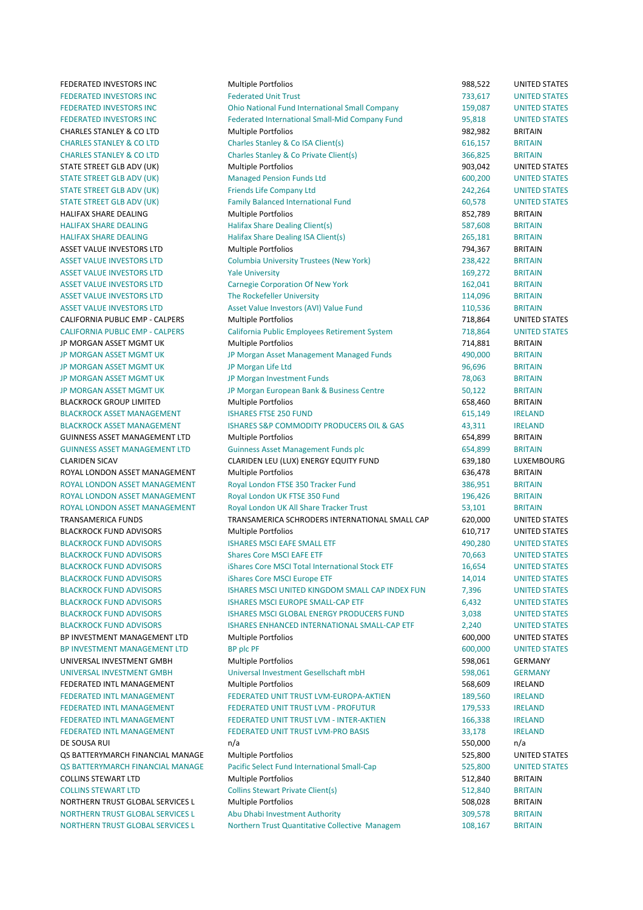| | | | |
|---|---|---|---|
| FEDERATED INVESTORS INC | Multiple Portfolios | 988,522 | UNITED STATES |
| FEDERATED INVESTORS INC | Federated Unit Trust | 733,617 | UNITED STATES |
| FEDERATED INVESTORS INC | Ohio National Fund International Small Company | 159,087 | UNITED STATES |
| FEDERATED INVESTORS INC | Federated International Small-Mid Company Fund | 95,818 | UNITED STATES |
| CHARLES STANLEY & CO LTD | Multiple Portfolios | 982,982 | BRITAIN |
| CHARLES STANLEY & CO LTD | Charles Stanley & Co ISA Client(s) | 616,157 | BRITAIN |
| CHARLES STANLEY & CO LTD | Charles Stanley & Co Private Client(s) | 366,825 | BRITAIN |
| STATE STREET GLB ADV (UK) | Multiple Portfolios | 903,042 | UNITED STATES |
| STATE STREET GLB ADV (UK) | Managed Pension Funds Ltd | 600,200 | UNITED STATES |
| STATE STREET GLB ADV (UK) | Friends Life Company Ltd | 242,264 | UNITED STATES |
| STATE STREET GLB ADV (UK) | Family Balanced International Fund | 60,578 | UNITED STATES |
| HALIFAX SHARE DEALING | Multiple Portfolios | 852,789 | BRITAIN |
| HALIFAX SHARE DEALING | Halifax Share Dealing Client(s) | 587,608 | BRITAIN |
| HALIFAX SHARE DEALING | Halifax Share Dealing ISA Client(s) | 265,181 | BRITAIN |
| ASSET VALUE INVESTORS LTD | Multiple Portfolios | 794,367 | BRITAIN |
| ASSET VALUE INVESTORS LTD | Columbia University Trustees (New York) | 238,422 | BRITAIN |
| ASSET VALUE INVESTORS LTD | Yale University | 169,272 | BRITAIN |
| ASSET VALUE INVESTORS LTD | Carnegie Corporation Of New York | 162,041 | BRITAIN |
| ASSET VALUE INVESTORS LTD | The Rockefeller University | 114,096 | BRITAIN |
| ASSET VALUE INVESTORS LTD | Asset Value Investors (AVI) Value Fund | 110,536 | BRITAIN |
| CALIFORNIA PUBLIC EMP - CALPERS | Multiple Portfolios | 718,864 | UNITED STATES |
| CALIFORNIA PUBLIC EMP - CALPERS | California Public Employees Retirement System | 718,864 | UNITED STATES |
| JP MORGAN ASSET MGMT UK | Multiple Portfolios | 714,881 | BRITAIN |
| JP MORGAN ASSET MGMT UK | JP Morgan Asset Management Managed Funds | 490,000 | BRITAIN |
| JP MORGAN ASSET MGMT UK | JP Morgan Life Ltd | 96,696 | BRITAIN |
| JP MORGAN ASSET MGMT UK | JP Morgan Investment Funds | 78,063 | BRITAIN |
| JP MORGAN ASSET MGMT UK | JP Morgan European Bank & Business Centre | 50,122 | BRITAIN |
| BLACKROCK GROUP LIMITED | Multiple Portfolios | 658,460 | BRITAIN |
| BLACKROCK ASSET MANAGEMENT | ISHARES FTSE 250 FUND | 615,149 | IRELAND |
| BLACKROCK ASSET MANAGEMENT | ISHARES S&P COMMODITY PRODUCERS OIL & GAS | 43,311 | IRELAND |
| GUINNESS ASSET MANAGEMENT LTD | Multiple Portfolios | 654,899 | BRITAIN |
| GUINNESS ASSET MANAGEMENT LTD | Guinness Asset Management Funds plc | 654,899 | BRITAIN |
| CLARIDEN SICAV | CLARIDEN LEU (LUX) ENERGY EQUITY FUND | 639,180 | LUXEMBOURG |
| ROYAL LONDON ASSET MANAGEMENT | Multiple Portfolios | 636,478 | BRITAIN |
| ROYAL LONDON ASSET MANAGEMENT | Royal London FTSE 350 Tracker Fund | 386,951 | BRITAIN |
| ROYAL LONDON ASSET MANAGEMENT | Royal London UK FTSE 350 Fund | 196,426 | BRITAIN |
| ROYAL LONDON ASSET MANAGEMENT | Royal London UK All Share Tracker Trust | 53,101 | BRITAIN |
| TRANSAMERICA FUNDS | TRANSAMERICA SCHRODERS INTERNATIONAL SMALL CAP | 620,000 | UNITED STATES |
| BLACKROCK FUND ADVISORS | Multiple Portfolios | 610,717 | UNITED STATES |
| BLACKROCK FUND ADVISORS | ISHARES MSCI EAFE SMALL ETF | 490,280 | UNITED STATES |
| BLACKROCK FUND ADVISORS | Shares Core MSCI EAFE ETF | 70,663 | UNITED STATES |
| BLACKROCK FUND ADVISORS | iShares Core MSCI Total International Stock ETF | 16,654 | UNITED STATES |
| BLACKROCK FUND ADVISORS | iShares Core MSCI Europe ETF | 14,014 | UNITED STATES |
| BLACKROCK FUND ADVISORS | ISHARES MSCI UNITED KINGDOM SMALL CAP INDEX FUN | 7,396 | UNITED STATES |
| BLACKROCK FUND ADVISORS | ISHARES MSCI EUROPE SMALL-CAP ETF | 6,432 | UNITED STATES |
| BLACKROCK FUND ADVISORS | ISHARES MSCI GLOBAL ENERGY PRODUCERS FUND | 3,038 | UNITED STATES |
| BLACKROCK FUND ADVISORS | ISHARES ENHANCED INTERNATIONAL SMALL-CAP ETF | 2,240 | UNITED STATES |
| BP INVESTMENT MANAGEMENT LTD | Multiple Portfolios | 600,000 | UNITED STATES |
| BP INVESTMENT MANAGEMENT LTD | BP plc PF | 600,000 | UNITED STATES |
| UNIVERSAL INVESTMENT GMBH | Multiple Portfolios | 598,061 | GERMANY |
| UNIVERSAL INVESTMENT GMBH | Universal Investment Gesellschaft mbH | 598,061 | GERMANY |
| FEDERATED INTL MANAGEMENT | Multiple Portfolios | 568,609 | IRELAND |
| FEDERATED INTL MANAGEMENT | FEDERATED UNIT TRUST LVM-EUROPA-AKTIEN | 189,560 | IRELAND |
| FEDERATED INTL MANAGEMENT | FEDERATED UNIT TRUST LVM - PROFUTUR | 179,533 | IRELAND |
| FEDERATED INTL MANAGEMENT | FEDERATED UNIT TRUST LVM - INTER-AKTIEN | 166,338 | IRELAND |
| FEDERATED INTL MANAGEMENT | FEDERATED UNIT TRUST LVM-PRO BASIS | 33,178 | IRELAND |
| DE SOUSA RUI | n/a | 550,000 | n/a |
| QS BATTERYMARCH FINANCIAL MANAGE | Multiple Portfolios | 525,800 | UNITED STATES |
| QS BATTERYMARCH FINANCIAL MANAGE | Pacific Select Fund International Small-Cap | 525,800 | UNITED STATES |
| COLLINS STEWART LTD | Multiple Portfolios | 512,840 | BRITAIN |
| COLLINS STEWART LTD | Collins Stewart Private Client(s) | 512,840 | BRITAIN |
| NORTHERN TRUST GLOBAL SERVICES L | Multiple Portfolios | 508,028 | BRITAIN |
| NORTHERN TRUST GLOBAL SERVICES L | Abu Dhabi Investment Authority | 309,578 | BRITAIN |
| NORTHERN TRUST GLOBAL SERVICES L | Northern Trust Quantitative Collective Managem | 108,167 | BRITAIN |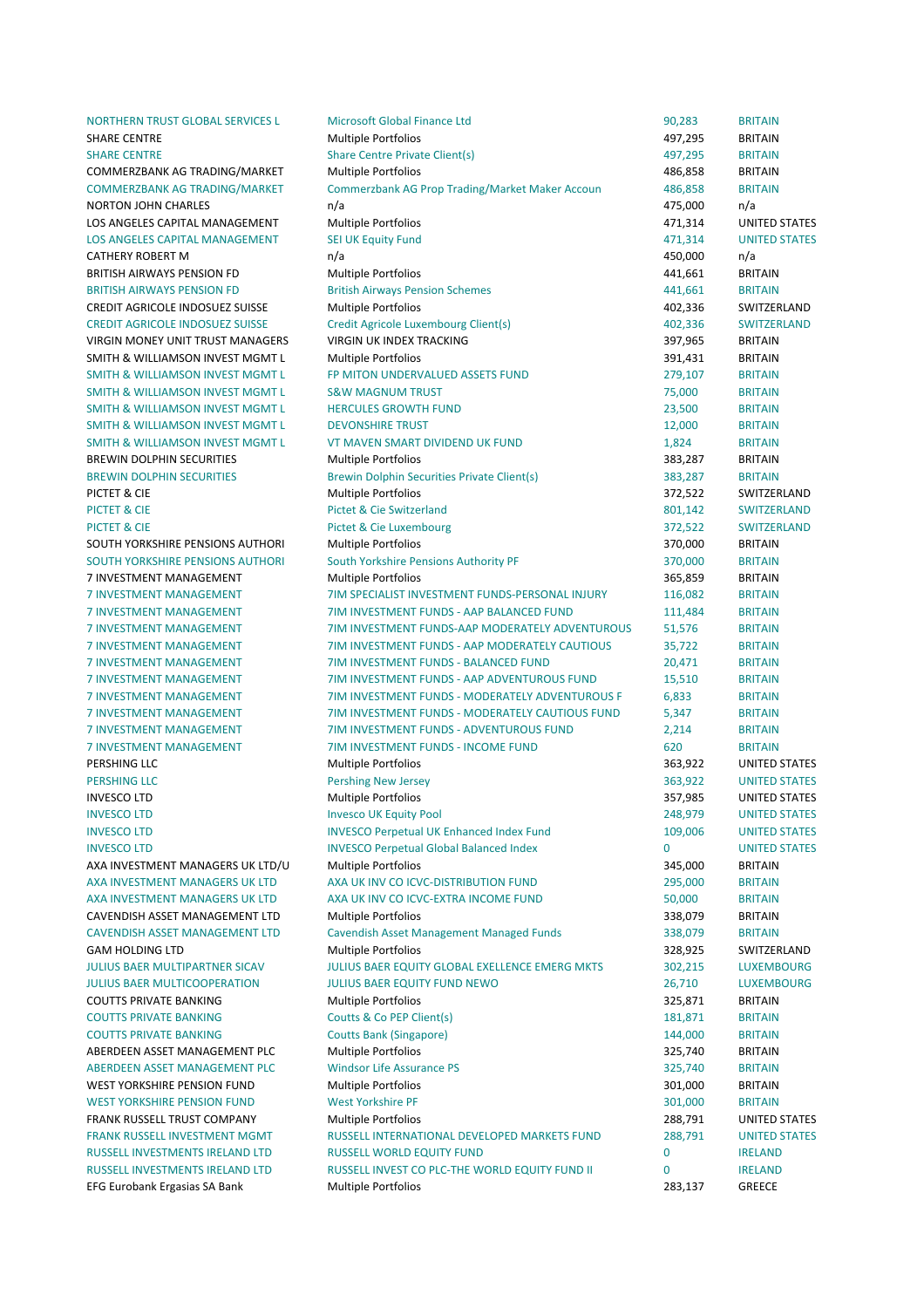| | | | |
|---|---|---|---|
| NORTHERN TRUST GLOBAL SERVICES L | Microsoft Global Finance Ltd | 90,283 | BRITAIN |
| SHARE CENTRE | Multiple Portfolios | 497,295 | BRITAIN |
| SHARE CENTRE | Share Centre Private Client(s) | 497,295 | BRITAIN |
| COMMERZBANK AG TRADING/MARKET | Multiple Portfolios | 486,858 | BRITAIN |
| COMMERZBANK AG TRADING/MARKET | Commerzbank AG Prop Trading/Market Maker Accoun | 486,858 | BRITAIN |
| NORTON JOHN CHARLES | n/a | 475,000 | n/a |
| LOS ANGELES CAPITAL MANAGEMENT | Multiple Portfolios | 471,314 | UNITED STATES |
| LOS ANGELES CAPITAL MANAGEMENT | SEI UK Equity Fund | 471,314 | UNITED STATES |
| CATHERY ROBERT M | n/a | 450,000 | n/a |
| BRITISH AIRWAYS PENSION FD | Multiple Portfolios | 441,661 | BRITAIN |
| BRITISH AIRWAYS PENSION FD | British Airways Pension Schemes | 441,661 | BRITAIN |
| CREDIT AGRICOLE INDOSUEZ SUISSE | Multiple Portfolios | 402,336 | SWITZERLAND |
| CREDIT AGRICOLE INDOSUEZ SUISSE | Credit Agricole Luxembourg Client(s) | 402,336 | SWITZERLAND |
| VIRGIN MONEY UNIT TRUST MANAGERS | VIRGIN UK INDEX TRACKING | 397,965 | BRITAIN |
| SMITH & WILLIAMSON INVEST MGMT L | Multiple Portfolios | 391,431 | BRITAIN |
| SMITH & WILLIAMSON INVEST MGMT L | FP MITON UNDERVALUED ASSETS FUND | 279,107 | BRITAIN |
| SMITH & WILLIAMSON INVEST MGMT L | S&W MAGNUM TRUST | 75,000 | BRITAIN |
| SMITH & WILLIAMSON INVEST MGMT L | HERCULES GROWTH FUND | 23,500 | BRITAIN |
| SMITH & WILLIAMSON INVEST MGMT L | DEVONSHIRE TRUST | 12,000 | BRITAIN |
| SMITH & WILLIAMSON INVEST MGMT L | VT MAVEN SMART DIVIDEND UK FUND | 1,824 | BRITAIN |
| BREWIN DOLPHIN SECURITIES | Multiple Portfolios | 383,287 | BRITAIN |
| BREWIN DOLPHIN SECURITIES | Brewin Dolphin Securities Private Client(s) | 383,287 | BRITAIN |
| PICTET & CIE | Multiple Portfolios | 372,522 | SWITZERLAND |
| PICTET & CIE | Pictet & Cie Switzerland | 801,142 | SWITZERLAND |
| PICTET & CIE | Pictet & Cie Luxembourg | 372,522 | SWITZERLAND |
| SOUTH YORKSHIRE PENSIONS AUTHORI | Multiple Portfolios | 370,000 | BRITAIN |
| SOUTH YORKSHIRE PENSIONS AUTHORI | South Yorkshire Pensions Authority PF | 370,000 | BRITAIN |
| 7 INVESTMENT MANAGEMENT | Multiple Portfolios | 365,859 | BRITAIN |
| 7 INVESTMENT MANAGEMENT | 7IM SPECIALIST INVESTMENT FUNDS-PERSONAL INJURY | 116,082 | BRITAIN |
| 7 INVESTMENT MANAGEMENT | 7IM INVESTMENT FUNDS - AAP BALANCED FUND | 111,484 | BRITAIN |
| 7 INVESTMENT MANAGEMENT | 7IM INVESTMENT FUNDS-AAP MODERATELY ADVENTUROUS | 51,576 | BRITAIN |
| 7 INVESTMENT MANAGEMENT | 7IM INVESTMENT FUNDS - AAP MODERATELY CAUTIOUS | 35,722 | BRITAIN |
| 7 INVESTMENT MANAGEMENT | 7IM INVESTMENT FUNDS - BALANCED FUND | 20,471 | BRITAIN |
| 7 INVESTMENT MANAGEMENT | 7IM INVESTMENT FUNDS - AAP ADVENTUROUS FUND | 15,510 | BRITAIN |
| 7 INVESTMENT MANAGEMENT | 7IM INVESTMENT FUNDS - MODERATELY ADVENTUROUS F | 6,833 | BRITAIN |
| 7 INVESTMENT MANAGEMENT | 7IM INVESTMENT FUNDS - MODERATELY CAUTIOUS FUND | 5,347 | BRITAIN |
| 7 INVESTMENT MANAGEMENT | 7IM INVESTMENT FUNDS - ADVENTUROUS FUND | 2,214 | BRITAIN |
| 7 INVESTMENT MANAGEMENT | 7IM INVESTMENT FUNDS - INCOME FUND | 620 | BRITAIN |
| PERSHING LLC | Multiple Portfolios | 363,922 | UNITED STATES |
| PERSHING LLC | Pershing New Jersey | 363,922 | UNITED STATES |
| INVESCO LTD | Multiple Portfolios | 357,985 | UNITED STATES |
| INVESCO LTD | Invesco UK Equity Pool | 248,979 | UNITED STATES |
| INVESCO LTD | INVESCO Perpetual UK Enhanced Index Fund | 109,006 | UNITED STATES |
| INVESCO LTD | INVESCO Perpetual Global Balanced Index | 0 | UNITED STATES |
| AXA INVESTMENT MANAGERS UK LTD/U | Multiple Portfolios | 345,000 | BRITAIN |
| AXA INVESTMENT MANAGERS UK LTD | AXA UK INV CO ICVC-DISTRIBUTION FUND | 295,000 | BRITAIN |
| AXA INVESTMENT MANAGERS UK LTD | AXA UK INV CO ICVC-EXTRA INCOME FUND | 50,000 | BRITAIN |
| CAVENDISH ASSET MANAGEMENT LTD | Multiple Portfolios | 338,079 | BRITAIN |
| CAVENDISH ASSET MANAGEMENT LTD | Cavendish Asset Management Managed Funds | 338,079 | BRITAIN |
| GAM HOLDING LTD | Multiple Portfolios | 328,925 | SWITZERLAND |
| JULIUS BAER MULTIPARTNER SICAV | JULIUS BAER EQUITY GLOBAL EXELLENCE EMERG MKTS | 302,215 | LUXEMBOURG |
| JULIUS BAER MULTICOOPERATION | JULIUS BAER EQUITY FUND NEWO | 26,710 | LUXEMBOURG |
| COUTTS PRIVATE BANKING | Multiple Portfolios | 325,871 | BRITAIN |
| COUTTS PRIVATE BANKING | Coutts & Co PEP Client(s) | 181,871 | BRITAIN |
| COUTTS PRIVATE BANKING | Coutts Bank (Singapore) | 144,000 | BRITAIN |
| ABERDEEN ASSET MANAGEMENT PLC | Multiple Portfolios | 325,740 | BRITAIN |
| ABERDEEN ASSET MANAGEMENT PLC | Windsor Life Assurance PS | 325,740 | BRITAIN |
| WEST YORKSHIRE PENSION FUND | Multiple Portfolios | 301,000 | BRITAIN |
| WEST YORKSHIRE PENSION FUND | West Yorkshire PF | 301,000 | BRITAIN |
| FRANK RUSSELL TRUST COMPANY | Multiple Portfolios | 288,791 | UNITED STATES |
| FRANK RUSSELL INVESTMENT MGMT | RUSSELL INTERNATIONAL DEVELOPED MARKETS FUND | 288,791 | UNITED STATES |
| RUSSELL INVESTMENTS IRELAND LTD | RUSSELL WORLD EQUITY FUND | 0 | IRELAND |
| RUSSELL INVESTMENTS IRELAND LTD | RUSSELL INVEST CO PLC-THE WORLD EQUITY FUND II | 0 | IRELAND |
| EFG Eurobank Ergasias SA Bank | Multiple Portfolios | 283,137 | GREECE |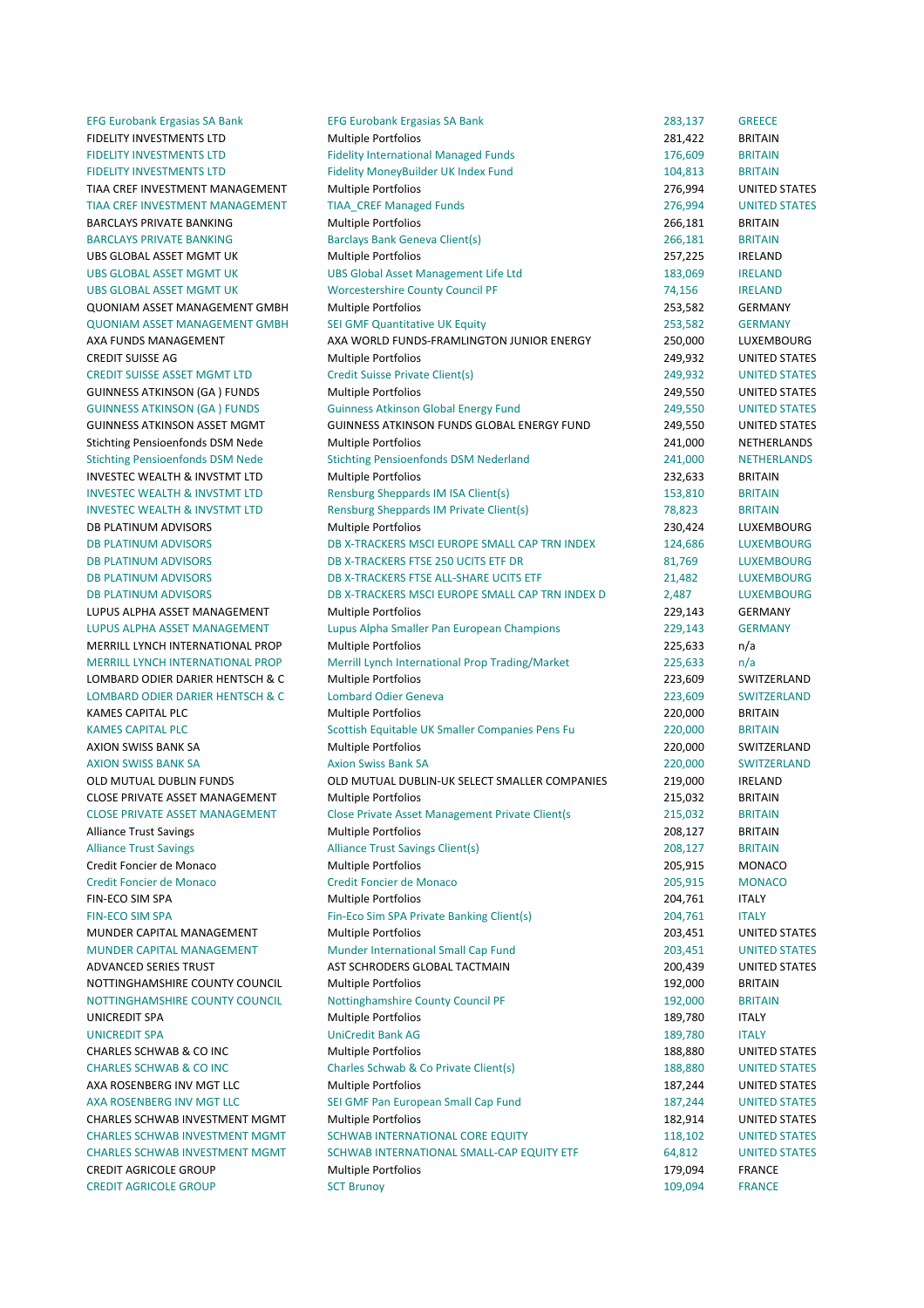| | | | |
|---|---|---|---|
| EFG Eurobank Ergasias SA Bank | EFG Eurobank Ergasias SA Bank | 283,137 | GREECE |
| FIDELITY INVESTMENTS LTD | Multiple Portfolios | 281,422 | BRITAIN |
| FIDELITY INVESTMENTS LTD | Fidelity International Managed Funds | 176,609 | BRITAIN |
| FIDELITY INVESTMENTS LTD | Fidelity MoneyBuilder UK Index Fund | 104,813 | BRITAIN |
| TIAA CREF INVESTMENT MANAGEMENT | Multiple Portfolios | 276,994 | UNITED STATES |
| TIAA CREF INVESTMENT MANAGEMENT | TIAA_CREF Managed Funds | 276,994 | UNITED STATES |
| BARCLAYS PRIVATE BANKING | Multiple Portfolios | 266,181 | BRITAIN |
| BARCLAYS PRIVATE BANKING | Barclays Bank Geneva Client(s) | 266,181 | BRITAIN |
| UBS GLOBAL ASSET MGMT UK | Multiple Portfolios | 257,225 | IRELAND |
| UBS GLOBAL ASSET MGMT UK | UBS Global Asset Management Life Ltd | 183,069 | IRELAND |
| UBS GLOBAL ASSET MGMT UK | Worcestershire County Council PF | 74,156 | IRELAND |
| QUONIAM ASSET MANAGEMENT GMBH | Multiple Portfolios | 253,582 | GERMANY |
| QUONIAM ASSET MANAGEMENT GMBH | SEI GMF Quantitative UK Equity | 253,582 | GERMANY |
| AXA FUNDS MANAGEMENT | AXA WORLD FUNDS-FRAMLINGTON JUNIOR ENERGY | 250,000 | LUXEMBOURG |
| CREDIT SUISSE AG | Multiple Portfolios | 249,932 | UNITED STATES |
| CREDIT SUISSE ASSET MGMT LTD | Credit Suisse Private Client(s) | 249,932 | UNITED STATES |
| GUINNESS ATKINSON (GA ) FUNDS | Multiple Portfolios | 249,550 | UNITED STATES |
| GUINNESS ATKINSON (GA ) FUNDS | Guinness Atkinson Global Energy Fund | 249,550 | UNITED STATES |
| GUINNESS ATKINSON ASSET MGMT | GUINNESS ATKINSON FUNDS GLOBAL ENERGY FUND | 249,550 | UNITED STATES |
| Stichting Pensioenfonds DSM Nede | Multiple Portfolios | 241,000 | NETHERLANDS |
| Stichting Pensioenfonds DSM Nede | Stichting Pensioenfonds DSM Nederland | 241,000 | NETHERLANDS |
| INVESTEC WEALTH & INVSTMT LTD | Multiple Portfolios | 232,633 | BRITAIN |
| INVESTEC WEALTH & INVSTMT LTD | Rensburg Sheppards IM ISA Client(s) | 153,810 | BRITAIN |
| INVESTEC WEALTH & INVSTMT LTD | Rensburg Sheppards IM Private Client(s) | 78,823 | BRITAIN |
| DB PLATINUM ADVISORS | Multiple Portfolios | 230,424 | LUXEMBOURG |
| DB PLATINUM ADVISORS | DB X-TRACKERS MSCI EUROPE SMALL CAP TRN INDEX | 124,686 | LUXEMBOURG |
| DB PLATINUM ADVISORS | DB X-TRACKERS FTSE 250 UCITS ETF DR | 81,769 | LUXEMBOURG |
| DB PLATINUM ADVISORS | DB X-TRACKERS FTSE ALL-SHARE UCITS ETF | 21,482 | LUXEMBOURG |
| DB PLATINUM ADVISORS | DB X-TRACKERS MSCI EUROPE SMALL CAP TRN INDEX D | 2,487 | LUXEMBOURG |
| LUPUS ALPHA ASSET MANAGEMENT | Multiple Portfolios | 229,143 | GERMANY |
| LUPUS ALPHA ASSET MANAGEMENT | Lupus Alpha Smaller Pan European Champions | 229,143 | GERMANY |
| MERRILL LYNCH INTERNATIONAL PROP | Multiple Portfolios | 225,633 | n/a |
| MERRILL LYNCH INTERNATIONAL PROP | Merrill Lynch International Prop Trading/Market | 225,633 | n/a |
| LOMBARD ODIER DARIER HENTSCH & C | Multiple Portfolios | 223,609 | SWITZERLAND |
| LOMBARD ODIER DARIER HENTSCH & C | Lombard Odier Geneva | 223,609 | SWITZERLAND |
| KAMES CAPITAL PLC | Multiple Portfolios | 220,000 | BRITAIN |
| KAMES CAPITAL PLC | Scottish Equitable UK Smaller Companies Pens Fu | 220,000 | BRITAIN |
| AXION SWISS BANK SA | Multiple Portfolios | 220,000 | SWITZERLAND |
| AXION SWISS BANK SA | Axion Swiss Bank SA | 220,000 | SWITZERLAND |
| OLD MUTUAL DUBLIN FUNDS | OLD MUTUAL DUBLIN-UK SELECT SMALLER COMPANIES | 219,000 | IRELAND |
| CLOSE PRIVATE ASSET MANAGEMENT | Multiple Portfolios | 215,032 | BRITAIN |
| CLOSE PRIVATE ASSET MANAGEMENT | Close Private Asset Management Private Client(s | 215,032 | BRITAIN |
| Alliance Trust Savings | Multiple Portfolios | 208,127 | BRITAIN |
| Alliance Trust Savings | Alliance Trust Savings Client(s) | 208,127 | BRITAIN |
| Credit Foncier de Monaco | Multiple Portfolios | 205,915 | MONACO |
| Credit Foncier de Monaco | Credit Foncier de Monaco | 205,915 | MONACO |
| FIN-ECO SIM SPA | Multiple Portfolios | 204,761 | ITALY |
| FIN-ECO SIM SPA | Fin-Eco Sim SPA Private Banking Client(s) | 204,761 | ITALY |
| MUNDER CAPITAL MANAGEMENT | Multiple Portfolios | 203,451 | UNITED STATES |
| MUNDER CAPITAL MANAGEMENT | Munder International Small Cap Fund | 203,451 | UNITED STATES |
| ADVANCED SERIES TRUST | AST SCHRODERS GLOBAL TACTMAIN | 200,439 | UNITED STATES |
| NOTTINGHAMSHIRE COUNTY COUNCIL | Multiple Portfolios | 192,000 | BRITAIN |
| NOTTINGHAMSHIRE COUNTY COUNCIL | Nottinghamshire County Council PF | 192,000 | BRITAIN |
| UNICREDIT SPA | Multiple Portfolios | 189,780 | ITALY |
| UNICREDIT SPA | UniCredit Bank AG | 189,780 | ITALY |
| CHARLES SCHWAB & CO INC | Multiple Portfolios | 188,880 | UNITED STATES |
| CHARLES SCHWAB & CO INC | Charles Schwab & Co Private Client(s) | 188,880 | UNITED STATES |
| AXA ROSENBERG INV MGT LLC | Multiple Portfolios | 187,244 | UNITED STATES |
| AXA ROSENBERG INV MGT LLC | SEI GMF Pan European Small Cap Fund | 187,244 | UNITED STATES |
| CHARLES SCHWAB INVESTMENT MGMT | Multiple Portfolios | 182,914 | UNITED STATES |
| CHARLES SCHWAB INVESTMENT MGMT | SCHWAB INTERNATIONAL CORE EQUITY | 118,102 | UNITED STATES |
| CHARLES SCHWAB INVESTMENT MGMT | SCHWAB INTERNATIONAL SMALL-CAP EQUITY ETF | 64,812 | UNITED STATES |
| CREDIT AGRICOLE GROUP | Multiple Portfolios | 179,094 | FRANCE |
| CREDIT AGRICOLE GROUP | SCT Brunoy | 109,094 | FRANCE |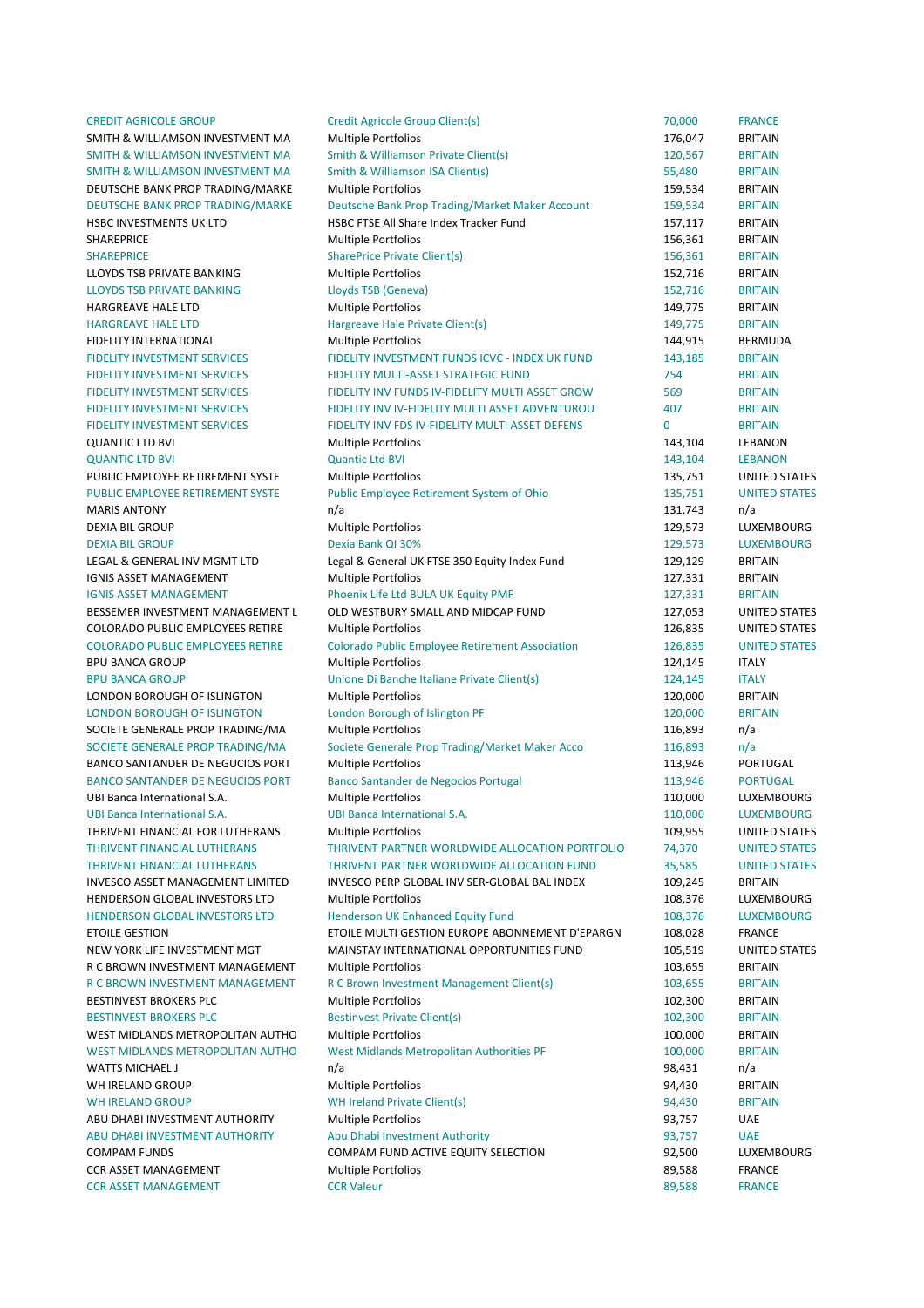| | | | |
|---|---|---|---|
| CREDIT AGRICOLE GROUP | Credit Agricole Group Client(s) | 70,000 | FRANCE |
| SMITH & WILLIAMSON INVESTMENT MA | Multiple Portfolios | 176,047 | BRITAIN |
| SMITH & WILLIAMSON INVESTMENT MA | Smith & Williamson Private Client(s) | 120,567 | BRITAIN |
| SMITH & WILLIAMSON INVESTMENT MA | Smith & Williamson ISA Client(s) | 55,480 | BRITAIN |
| DEUTSCHE BANK PROP TRADING/MARKE | Multiple Portfolios | 159,534 | BRITAIN |
| DEUTSCHE BANK PROP TRADING/MARKE | Deutsche Bank Prop Trading/Market Maker Account | 159,534 | BRITAIN |
| HSBC INVESTMENTS UK LTD | HSBC FTSE All Share Index Tracker Fund | 157,117 | BRITAIN |
| SHAREPRICE | Multiple Portfolios | 156,361 | BRITAIN |
| SHAREPRICE | SharePrice Private Client(s) | 156,361 | BRITAIN |
| LLOYDS TSB PRIVATE BANKING | Multiple Portfolios | 152,716 | BRITAIN |
| LLOYDS TSB PRIVATE BANKING | Lloyds TSB (Geneva) | 152,716 | BRITAIN |
| HARGREAVE HALE LTD | Multiple Portfolios | 149,775 | BRITAIN |
| HARGREAVE HALE LTD | Hargreave Hale Private Client(s) | 149,775 | BRITAIN |
| FIDELITY INTERNATIONAL | Multiple Portfolios | 144,915 | BERMUDA |
| FIDELITY INVESTMENT SERVICES | FIDELITY INVESTMENT FUNDS ICVC - INDEX UK FUND | 143,185 | BRITAIN |
| FIDELITY INVESTMENT SERVICES | FIDELITY MULTI-ASSET STRATEGIC FUND | 754 | BRITAIN |
| FIDELITY INVESTMENT SERVICES | FIDELITY INV FUNDS IV-FIDELITY MULTI ASSET GROW | 569 | BRITAIN |
| FIDELITY INVESTMENT SERVICES | FIDELITY INV IV-FIDELITY MULTI ASSET ADVENTUROU | 407 | BRITAIN |
| FIDELITY INVESTMENT SERVICES | FIDELITY INV FDS IV-FIDELITY MULTI ASSET DEFENS | 0 | BRITAIN |
| QUANTIC LTD BVI | Multiple Portfolios | 143,104 | LEBANON |
| QUANTIC LTD BVI | Quantic Ltd BVI | 143,104 | LEBANON |
| PUBLIC EMPLOYEE RETIREMENT SYSTE | Multiple Portfolios | 135,751 | UNITED STATES |
| PUBLIC EMPLOYEE RETIREMENT SYSTE | Public Employee Retirement System of Ohio | 135,751 | UNITED STATES |
| MARIS ANTONY | n/a | 131,743 | n/a |
| DEXIA BIL GROUP | Multiple Portfolios | 129,573 | LUXEMBOURG |
| DEXIA BIL GROUP | Dexia Bank QI 30% | 129,573 | LUXEMBOURG |
| LEGAL & GENERAL INV MGMT LTD | Legal & General UK FTSE 350 Equity Index Fund | 129,129 | BRITAIN |
| IGNIS ASSET MANAGEMENT | Multiple Portfolios | 127,331 | BRITAIN |
| IGNIS ASSET MANAGEMENT | Phoenix Life Ltd BULA UK Equity PMF | 127,331 | BRITAIN |
| BESSEMER INVESTMENT MANAGEMENT L | OLD WESTBURY SMALL AND MIDCAP FUND | 127,053 | UNITED STATES |
| COLORADO PUBLIC EMPLOYEES RETIRE | Multiple Portfolios | 126,835 | UNITED STATES |
| COLORADO PUBLIC EMPLOYEES RETIRE | Colorado Public Employee Retirement Association | 126,835 | UNITED STATES |
| BPU BANCA GROUP | Multiple Portfolios | 124,145 | ITALY |
| BPU BANCA GROUP | Unione Di Banche Italiane Private Client(s) | 124,145 | ITALY |
| LONDON BOROUGH OF ISLINGTON | Multiple Portfolios | 120,000 | BRITAIN |
| LONDON BOROUGH OF ISLINGTON | London Borough of Islington PF | 120,000 | BRITAIN |
| SOCIETE GENERALE PROP TRADING/MA | Multiple Portfolios | 116,893 | n/a |
| SOCIETE GENERALE PROP TRADING/MA | Societe Generale Prop Trading/Market Maker Acco | 116,893 | n/a |
| BANCO SANTANDER DE NEGUCIOS PORT | Multiple Portfolios | 113,946 | PORTUGAL |
| BANCO SANTANDER DE NEGUCIOS PORT | Banco Santander de Negocios Portugal | 113,946 | PORTUGAL |
| UBI Banca International S.A. | Multiple Portfolios | 110,000 | LUXEMBOURG |
| UBI Banca International S.A. | UBI Banca International S.A. | 110,000 | LUXEMBOURG |
| THRIVENT FINANCIAL FOR LUTHERANS | Multiple Portfolios | 109,955 | UNITED STATES |
| THRIVENT FINANCIAL LUTHERANS | THRIVENT PARTNER WORLDWIDE ALLOCATION PORTFOLIO | 74,370 | UNITED STATES |
| THRIVENT FINANCIAL LUTHERANS | THRIVENT PARTNER WORLDWIDE ALLOCATION FUND | 35,585 | UNITED STATES |
| INVESCO ASSET MANAGEMENT LIMITED | INVESCO PERP GLOBAL INV SER-GLOBAL BAL INDEX | 109,245 | BRITAIN |
| HENDERSON GLOBAL INVESTORS LTD | Multiple Portfolios | 108,376 | LUXEMBOURG |
| HENDERSON GLOBAL INVESTORS LTD | Henderson UK Enhanced Equity Fund | 108,376 | LUXEMBOURG |
| ETOILE GESTION | ETOILE MULTI GESTION EUROPE ABONNEMENT D'EPARGN | 108,028 | FRANCE |
| NEW YORK LIFE INVESTMENT MGT | MAINSTAY INTERNATIONAL OPPORTUNITIES FUND | 105,519 | UNITED STATES |
| R C BROWN INVESTMENT MANAGEMENT | Multiple Portfolios | 103,655 | BRITAIN |
| R C BROWN INVESTMENT MANAGEMENT | R C Brown Investment Management Client(s) | 103,655 | BRITAIN |
| BESTINVEST BROKERS PLC | Multiple Portfolios | 102,300 | BRITAIN |
| BESTINVEST BROKERS PLC | Bestinvest Private Client(s) | 102,300 | BRITAIN |
| WEST MIDLANDS METROPOLITAN AUTHO | Multiple Portfolios | 100,000 | BRITAIN |
| WEST MIDLANDS METROPOLITAN AUTHO | West Midlands Metropolitan Authorities PF | 100,000 | BRITAIN |
| WATTS MICHAEL J | n/a | 98,431 | n/a |
| WH IRELAND GROUP | Multiple Portfolios | 94,430 | BRITAIN |
| WH IRELAND GROUP | WH Ireland Private Client(s) | 94,430 | BRITAIN |
| ABU DHABI INVESTMENT AUTHORITY | Multiple Portfolios | 93,757 | UAE |
| ABU DHABI INVESTMENT AUTHORITY | Abu Dhabi Investment Authority | 93,757 | UAE |
| COMPAM FUNDS | COMPAM FUND ACTIVE EQUITY SELECTION | 92,500 | LUXEMBOURG |
| CCR ASSET MANAGEMENT | Multiple Portfolios | 89,588 | FRANCE |
| CCR ASSET MANAGEMENT | CCR Valeur | 89,588 | FRANCE |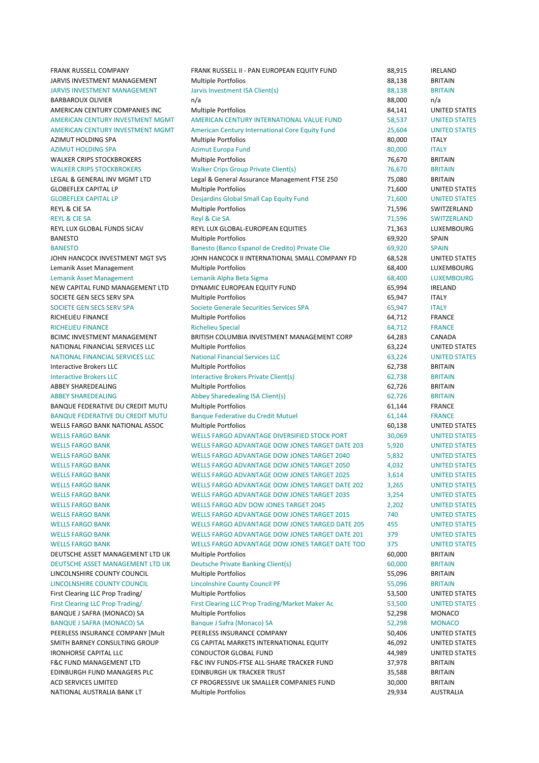| | | | |
|---|---|---|---|
| FRANK RUSSELL COMPANY | FRANK RUSSELL II - PAN EUROPEAN EQUITY FUND | 88,915 | IRELAND |
| JARVIS INVESTMENT MANAGEMENT | Multiple Portfolios | 88,138 | BRITAIN |
| JARVIS INVESTMENT MANAGEMENT | Jarvis Investment ISA Client(s) | 88,138 | BRITAIN |
| BARBAROUX OLIVIER | n/a | 88,000 | n/a |
| AMERICAN CENTURY COMPANIES INC | Multiple Portfolios | 84,141 | UNITED STATES |
| AMERICAN CENTURY INVESTMENT MGMT | AMERICAN CENTURY INTERNATIONAL VALUE FUND | 58,537 | UNITED STATES |
| AMERICAN CENTURY INVESTMENT MGMT | American Century International Core Equity Fund | 25,604 | UNITED STATES |
| AZIMUT HOLDING SPA | Multiple Portfolios | 80,000 | ITALY |
| AZIMUT HOLDING SPA | Azimut Europa Fund | 80,000 | ITALY |
| WALKER CRIPS STOCKBROKERS | Multiple Portfolios | 76,670 | BRITAIN |
| WALKER CRIPS STOCKBROKERS | Walker Crips Group Private Client(s) | 76,670 | BRITAIN |
| LEGAL & GENERAL INV MGMT LTD | Legal & General Assurance Management FTSE 250 | 75,080 | BRITAIN |
| GLOBEFLEX CAPITAL LP | Multiple Portfolios | 71,600 | UNITED STATES |
| GLOBEFLEX CAPITAL LP | Desjardins Global Small Cap Equity Fund | 71,600 | UNITED STATES |
| REYL & CIE SA | Multiple Portfolios | 71,596 | SWITZERLAND |
| REYL & CIE SA | Reyl & Cie SA | 71,596 | SWITZERLAND |
| REYL LUX GLOBAL FUNDS SICAV | REYL LUX GLOBAL-EUROPEAN EQUITIES | 71,363 | LUXEMBOURG |
| BANESTO | Multiple Portfolios | 69,920 | SPAIN |
| BANESTO | Banesto (Banco Espanol de Credito) Private Clie | 69,920 | SPAIN |
| JOHN HANCOCK INVESTMENT MGT SVS | JOHN HANCOCK II INTERNATIONAL SMALL COMPANY FD | 68,528 | UNITED STATES |
| Lemanik Asset Management | Multiple Portfolios | 68,400 | LUXEMBOURG |
| Lemanik Asset Management | Lemanik Alpha Beta Sigma | 68,400 | LUXEMBOURG |
| NEW CAPITAL FUND MANAGEMENT LTD | DYNAMIC EUROPEAN EQUITY FUND | 65,994 | IRELAND |
| SOCIETE GEN SECS SERV SPA | Multiple Portfolios | 65,947 | ITALY |
| SOCIETE GEN SECS SERV SPA | Societe Generale Securities Services SPA | 65,947 | ITALY |
| RICHELIEU FINANCE | Multiple Portfolios | 64,712 | FRANCE |
| RICHELIEU FINANCE | Richelieu Special | 64,712 | FRANCE |
| BCIMC INVESTMENT MANAGEMENT | BRITISH COLUMBIA INVESTMENT MANAGEMENT CORP | 64,283 | CANADA |
| NATIONAL FINANCIAL SERVICES LLC | Multiple Portfolios | 63,224 | UNITED STATES |
| NATIONAL FINANCIAL SERVICES LLC | National Financial Services LLC | 63,224 | UNITED STATES |
| Interactive Brokers LLC | Multiple Portfolios | 62,738 | BRITAIN |
| Interactive Brokers LLC | Interactive Brokers Private Client(s) | 62,738 | BRITAIN |
| ABBEY SHAREDEALING | Multiple Portfolios | 62,726 | BRITAIN |
| ABBEY SHAREDEALING | Abbey Sharedealing ISA Client(s) | 62,726 | BRITAIN |
| BANQUE FEDERATIVE DU CREDIT MUTU | Multiple Portfolios | 61,144 | FRANCE |
| BANQUE FEDERATIVE DU CREDIT MUTU | Banque Federative du Credit Mutuel | 61,144 | FRANCE |
| WELLS FARGO BANK NATIONAL ASSOC | Multiple Portfolios | 60,138 | UNITED STATES |
| WELLS FARGO BANK | WELLS FARGO ADVANTAGE DIVERSIFIED STOCK PORT | 30,069 | UNITED STATES |
| WELLS FARGO BANK | WELLS FARGO ADVANTAGE DOW JONES TARGET DATE 203 | 5,920 | UNITED STATES |
| WELLS FARGO BANK | WELLS FARGO ADVANTAGE DOW JONES TARGET 2040 | 5,832 | UNITED STATES |
| WELLS FARGO BANK | WELLS FARGO ADVANTAGE DOW JONES TARGET 2050 | 4,032 | UNITED STATES |
| WELLS FARGO BANK | WELLS FARGO ADVANTAGE DOW JONES TARGET 2025 | 3,614 | UNITED STATES |
| WELLS FARGO BANK | WELLS FARGO ADVANTAGE DOW JONES TARGET DATE 202 | 3,265 | UNITED STATES |
| WELLS FARGO BANK | WELLS FARGO ADVANTAGE DOW JONES TARGET 2035 | 3,254 | UNITED STATES |
| WELLS FARGO BANK | WELLS FARGO ADV DOW JONES TARGET 2045 | 2,202 | UNITED STATES |
| WELLS FARGO BANK | WELLS FARGO ADVANTAGE DOW JONES TARGET 2015 | 740 | UNITED STATES |
| WELLS FARGO BANK | WELLS FARGO ADVANTAGE DOW JONES TARGED DATE 205 | 455 | UNITED STATES |
| WELLS FARGO BANK | WELLS FARGO ADVANTAGE DOW JONES TARGET DATE 201 | 379 | UNITED STATES |
| WELLS FARGO BANK | WELLS FARGO ADVANTAGE DOW JONES TARGET DATE TOD | 375 | UNITED STATES |
| DEUTSCHE ASSET MANAGEMENT LTD UK | Multiple Portfolios | 60,000 | BRITAIN |
| DEUTSCHE ASSET MANAGEMENT LTD UK | Deutsche Private Banking Client(s) | 60,000 | BRITAIN |
| LINCOLNSHIRE COUNTY COUNCIL | Multiple Portfolios | 55,096 | BRITAIN |
| LINCOLNSHIRE COUNTY COUNCIL | Lincolnshire County Council PF | 55,096 | BRITAIN |
| First Clearing LLC Prop Trading/ | Multiple Portfolios | 53,500 | UNITED STATES |
| First Clearing LLC Prop Trading/ | First Clearing LLC Prop Trading/Market Maker Ac | 53,500 | UNITED STATES |
| BANQUE J SAFRA (MONACO) SA | Multiple Portfolios | 52,298 | MONACO |
| BANQUE J SAFRA (MONACO) SA | Banque J Safra (Monaco) SA | 52,298 | MONACO |
| PEERLESS INSURANCE COMPANY [Mult | PEERLESS INSURANCE COMPANY | 50,406 | UNITED STATES |
| SMITH BARNEY CONSULTING GROUP | CG CAPITAL MARKETS INTERNATIONAL EQUITY | 46,092 | UNITED STATES |
| IRONHORSE CAPITAL LLC | CONDUCTOR GLOBAL FUND | 44,989 | UNITED STATES |
| F&C FUND MANAGEMENT LTD | F&C INV FUNDS-FTSE ALL-SHARE TRACKER FUND | 37,978 | BRITAIN |
| EDINBURGH FUND MANAGERS PLC | EDINBURGH UK TRACKER TRUST | 35,588 | BRITAIN |
| ACD SERVICES LIMITED | CF PROGRESSIVE UK SMALLER COMPANIES FUND | 30,000 | BRITAIN |
| NATIONAL AUSTRALIA BANK LT | Multiple Portfolios | 29,934 | AUSTRALIA |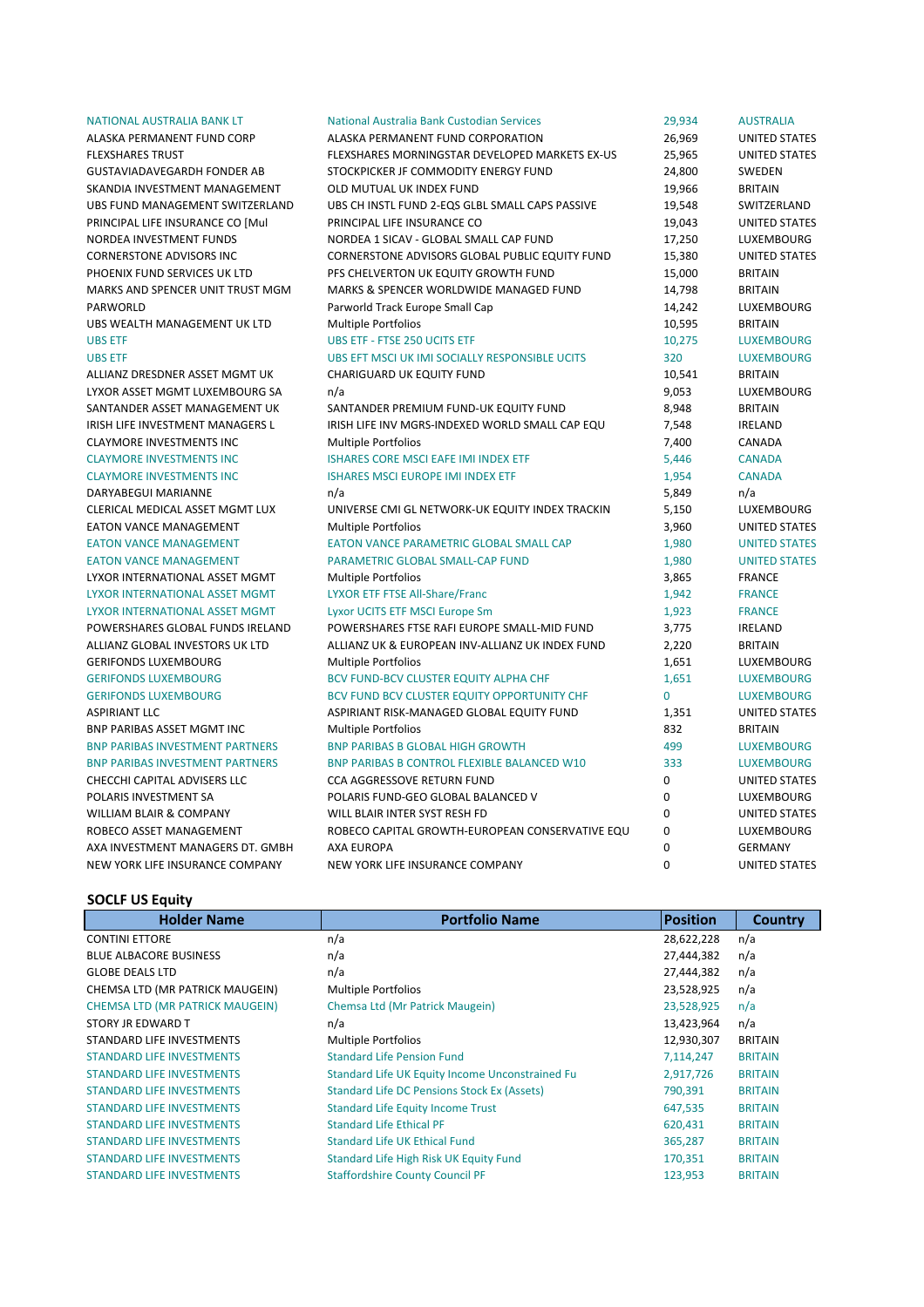| | | | |
|---|---|---|---|
| NATIONAL AUSTRALIA BANK LT | National Australia Bank Custodian Services | 29,934 | AUSTRALIA |
| ALASKA PERMANENT FUND CORP | ALASKA PERMANENT FUND CORPORATION | 26,969 | UNITED STATES |
| FLEXSHARES TRUST | FLEXSHARES MORNINGSTAR DEVELOPED MARKETS EX-US | 25,965 | UNITED STATES |
| GUSTAVIADAVEGARDH FONDER AB | STOCKPICKER JF COMMODITY ENERGY FUND | 24,800 | SWEDEN |
| SKANDIA INVESTMENT MANAGEMENT | OLD MUTUAL UK INDEX FUND | 19,966 | BRITAIN |
| UBS FUND MANAGEMENT SWITZERLAND | UBS CH INSTL FUND 2-EQS GLBL SMALL CAPS PASSIVE | 19,548 | SWITZERLAND |
| PRINCIPAL LIFE INSURANCE CO [Mul | PRINCIPAL LIFE INSURANCE CO | 19,043 | UNITED STATES |
| NORDEA INVESTMENT FUNDS | NORDEA 1 SICAV - GLOBAL SMALL CAP FUND | 17,250 | LUXEMBOURG |
| CORNERSTONE ADVISORS INC | CORNERSTONE ADVISORS GLOBAL PUBLIC EQUITY FUND | 15,380 | UNITED STATES |
| PHOENIX FUND SERVICES UK LTD | PFS CHELVERTON UK EQUITY GROWTH FUND | 15,000 | BRITAIN |
| MARKS AND SPENCER UNIT TRUST MGM | MARKS & SPENCER WORLDWIDE MANAGED FUND | 14,798 | BRITAIN |
| PARWORLD | Parworld Track Europe Small Cap | 14,242 | LUXEMBOURG |
| UBS WEALTH MANAGEMENT UK LTD | Multiple Portfolios | 10,595 | BRITAIN |
| UBS ETF | UBS ETF - FTSE 250 UCITS ETF | 10,275 | LUXEMBOURG |
| UBS ETF | UBS EFT MSCI UK IMI SOCIALLY RESPONSIBLE UCITS | 320 | LUXEMBOURG |
| ALLIANZ DRESDNER ASSET MGMT UK | CHARIGUARD UK EQUITY FUND | 10,541 | BRITAIN |
| LYXOR ASSET MGMT LUXEMBOURG SA | n/a | 9,053 | LUXEMBOURG |
| SANTANDER ASSET MANAGEMENT UK | SANTANDER PREMIUM FUND-UK EQUITY FUND | 8,948 | BRITAIN |
| IRISH LIFE INVESTMENT MANAGERS L | IRISH LIFE INV MGRS-INDEXED WORLD SMALL CAP EQU | 7,548 | IRELAND |
| CLAYMORE INVESTMENTS INC | Multiple Portfolios | 7,400 | CANADA |
| CLAYMORE INVESTMENTS INC | ISHARES CORE MSCI EAFE IMI INDEX ETF | 5,446 | CANADA |
| CLAYMORE INVESTMENTS INC | ISHARES MSCI EUROPE IMI INDEX ETF | 1,954 | CANADA |
| DARYABEGUI MARIANNE | n/a | 5,849 | n/a |
| CLERICAL MEDICAL ASSET MGMT LUX | UNIVERSE CMI GL NETWORK-UK EQUITY INDEX TRACKIN | 5,150 | LUXEMBOURG |
| EATON VANCE MANAGEMENT | Multiple Portfolios | 3,960 | UNITED STATES |
| EATON VANCE MANAGEMENT | EATON VANCE PARAMETRIC GLOBAL SMALL CAP | 1,980 | UNITED STATES |
| EATON VANCE MANAGEMENT | PARAMETRIC GLOBAL SMALL-CAP FUND | 1,980 | UNITED STATES |
| LYXOR INTERNATIONAL ASSET MGMT | Multiple Portfolios | 3,865 | FRANCE |
| LYXOR INTERNATIONAL ASSET MGMT | LYXOR ETF FTSE All-Share/Franc | 1,942 | FRANCE |
| LYXOR INTERNATIONAL ASSET MGMT | Lyxor UCITS ETF MSCI Europe Sm | 1,923 | FRANCE |
| POWERSHARES GLOBAL FUNDS IRELAND | POWERSHARES FTSE RAFI EUROPE SMALL-MID FUND | 3,775 | IRELAND |
| ALLIANZ GLOBAL INVESTORS UK LTD | ALLIANZ UK & EUROPEAN INV-ALLIANZ UK INDEX FUND | 2,220 | BRITAIN |
| GERIFONDS LUXEMBOURG | Multiple Portfolios | 1,651 | LUXEMBOURG |
| GERIFONDS LUXEMBOURG | BCV FUND-BCV CLUSTER EQUITY ALPHA CHF | 1,651 | LUXEMBOURG |
| GERIFONDS LUXEMBOURG | BCV FUND BCV CLUSTER EQUITY OPPORTUNITY CHF | 0 | LUXEMBOURG |
| ASPIRIANT LLC | ASPIRIANT RISK-MANAGED GLOBAL EQUITY FUND | 1,351 | UNITED STATES |
| BNP PARIBAS ASSET MGMT INC | Multiple Portfolios | 832 | BRITAIN |
| BNP PARIBAS INVESTMENT PARTNERS | BNP PARIBAS B GLOBAL HIGH GROWTH | 499 | LUXEMBOURG |
| BNP PARIBAS INVESTMENT PARTNERS | BNP PARIBAS B CONTROL FLEXIBLE BALANCED W10 | 333 | LUXEMBOURG |
| CHECCHI CAPITAL ADVISERS LLC | CCA AGGRESSOVE RETURN FUND | 0 | UNITED STATES |
| POLARIS INVESTMENT SA | POLARIS FUND-GEO GLOBAL BALANCED V | 0 | LUXEMBOURG |
| WILLIAM BLAIR & COMPANY | WILL BLAIR INTER SYST RESH FD | 0 | UNITED STATES |
| ROBECO ASSET MANAGEMENT | ROBECO CAPITAL GROWTH-EUROPEAN CONSERVATIVE EQU | 0 | LUXEMBOURG |
| AXA INVESTMENT MANAGERS DT. GMBH | AXA EUROPA | 0 | GERMANY |
| NEW YORK LIFE INSURANCE COMPANY | NEW YORK LIFE INSURANCE COMPANY | 0 | UNITED STATES |

**SOCLF US Equity**

| Holder Name | Portfolio Name | Position | Country |
|---|---|---|---|
| CONTINI ETTORE | n/a | 28,622,228 | n/a |
| BLUE ALBACORE BUSINESS | n/a | 27,444,382 | n/a |
| GLOBE DEALS LTD | n/a | 27,444,382 | n/a |
| CHEMSA LTD (MR PATRICK MAUGEIN) | Multiple Portfolios | 23,528,925 | n/a |
| CHEMSA LTD (MR PATRICK MAUGEIN) | Chemsa Ltd (Mr Patrick Maugein) | 23,528,925 | n/a |
| STORY JR EDWARD T | n/a | 13,423,964 | n/a |
| STANDARD LIFE INVESTMENTS | Multiple Portfolios | 12,930,307 | BRITAIN |
| STANDARD LIFE INVESTMENTS | Standard Life Pension Fund | 7,114,247 | BRITAIN |
| STANDARD LIFE INVESTMENTS | Standard Life UK Equity Income Unconstrained Fu | 2,917,726 | BRITAIN |
| STANDARD LIFE INVESTMENTS | Standard Life DC Pensions Stock Ex (Assets) | 790,391 | BRITAIN |
| STANDARD LIFE INVESTMENTS | Standard Life Equity Income Trust | 647,535 | BRITAIN |
| STANDARD LIFE INVESTMENTS | Standard Life Ethical PF | 620,431 | BRITAIN |
| STANDARD LIFE INVESTMENTS | Standard Life UK Ethical Fund | 365,287 | BRITAIN |
| STANDARD LIFE INVESTMENTS | Standard Life High Risk UK Equity Fund | 170,351 | BRITAIN |
| STANDARD LIFE INVESTMENTS | Staffordshire County Council PF | 123,953 | BRITAIN |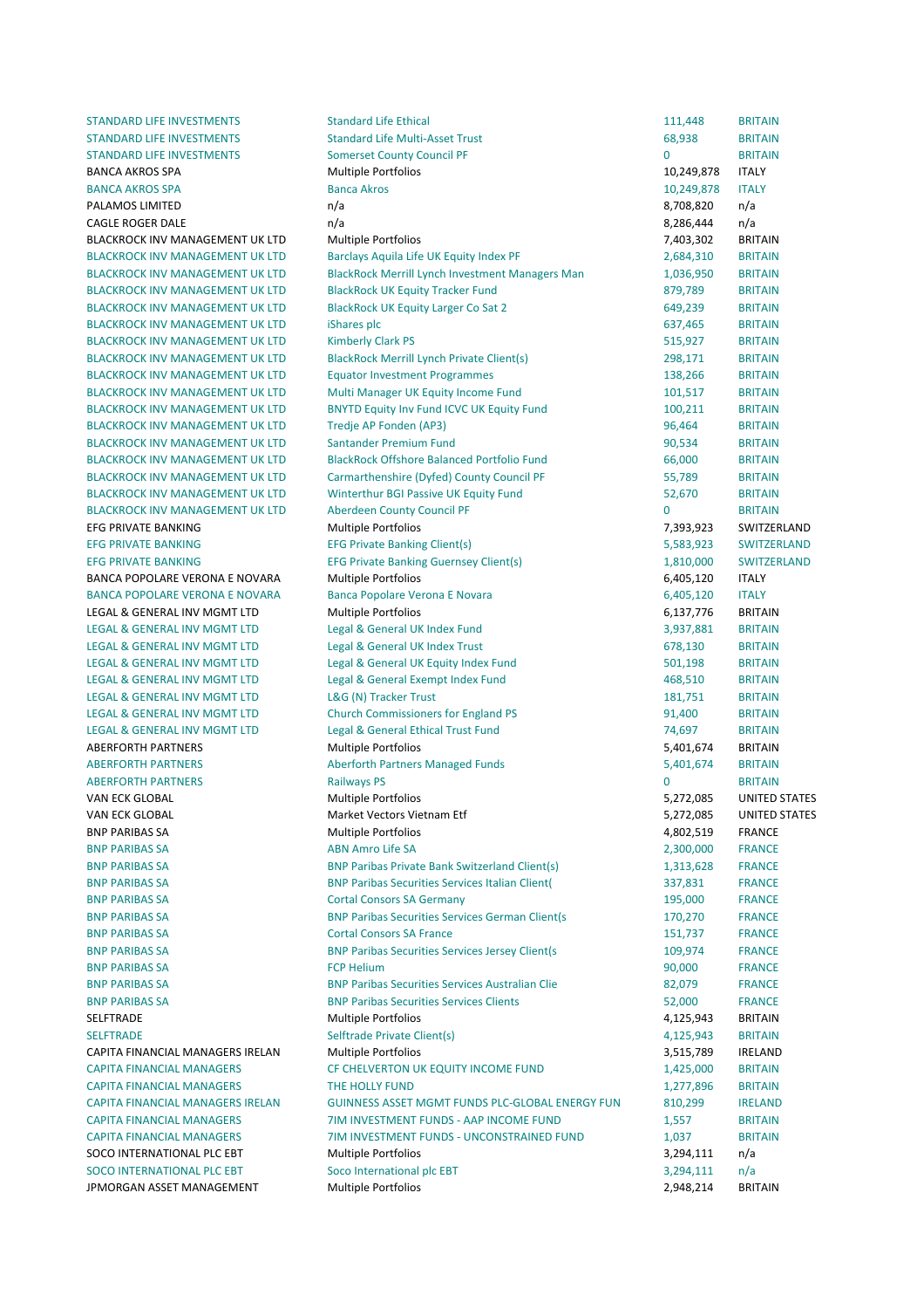| | | | |
|---|---|---|---|
| STANDARD LIFE INVESTMENTS | Standard Life Ethical | 111,448 | BRITAIN |
| STANDARD LIFE INVESTMENTS | Standard Life Multi-Asset Trust | 68,938 | BRITAIN |
| STANDARD LIFE INVESTMENTS | Somerset County Council PF | 0 | BRITAIN |
| BANCA AKROS SPA | Multiple Portfolios | 10,249,878 | ITALY |
| BANCA AKROS SPA | Banca Akros | 10,249,878 | ITALY |
| PALAMOS LIMITED | n/a | 8,708,820 | n/a |
| CAGLE ROGER DALE | n/a | 8,286,444 | n/a |
| BLACKROCK INV MANAGEMENT UK LTD | Multiple Portfolios | 7,403,302 | BRITAIN |
| BLACKROCK INV MANAGEMENT UK LTD | Barclays Aquila Life UK Equity Index PF | 2,684,310 | BRITAIN |
| BLACKROCK INV MANAGEMENT UK LTD | BlackRock Merrill Lynch Investment Managers Man | 1,036,950 | BRITAIN |
| BLACKROCK INV MANAGEMENT UK LTD | BlackRock UK Equity Tracker Fund | 879,789 | BRITAIN |
| BLACKROCK INV MANAGEMENT UK LTD | BlackRock UK Equity Larger Co Sat 2 | 649,239 | BRITAIN |
| BLACKROCK INV MANAGEMENT UK LTD | iShares plc | 637,465 | BRITAIN |
| BLACKROCK INV MANAGEMENT UK LTD | Kimberly Clark PS | 515,927 | BRITAIN |
| BLACKROCK INV MANAGEMENT UK LTD | BlackRock Merrill Lynch Private Client(s) | 298,171 | BRITAIN |
| BLACKROCK INV MANAGEMENT UK LTD | Equator Investment Programmes | 138,266 | BRITAIN |
| BLACKROCK INV MANAGEMENT UK LTD | Multi Manager UK Equity Income Fund | 101,517 | BRITAIN |
| BLACKROCK INV MANAGEMENT UK LTD | BNYTD Equity Inv Fund ICVC UK Equity Fund | 100,211 | BRITAIN |
| BLACKROCK INV MANAGEMENT UK LTD | Tredje AP Fonden (AP3) | 96,464 | BRITAIN |
| BLACKROCK INV MANAGEMENT UK LTD | Santander Premium Fund | 90,534 | BRITAIN |
| BLACKROCK INV MANAGEMENT UK LTD | BlackRock Offshore Balanced Portfolio Fund | 66,000 | BRITAIN |
| BLACKROCK INV MANAGEMENT UK LTD | Carmarthenshire (Dyfed) County Council PF | 55,789 | BRITAIN |
| BLACKROCK INV MANAGEMENT UK LTD | Winterthur BGI Passive UK Equity Fund | 52,670 | BRITAIN |
| BLACKROCK INV MANAGEMENT UK LTD | Aberdeen County Council PF | 0 | BRITAIN |
| EFG PRIVATE BANKING | Multiple Portfolios | 7,393,923 | SWITZERLAND |
| EFG PRIVATE BANKING | EFG Private Banking Client(s) | 5,583,923 | SWITZERLAND |
| EFG PRIVATE BANKING | EFG Private Banking Guernsey Client(s) | 1,810,000 | SWITZERLAND |
| BANCA POPOLARE VERONA E NOVARA | Multiple Portfolios | 6,405,120 | ITALY |
| BANCA POPOLARE VERONA E NOVARA | Banca Popolare Verona E Novara | 6,405,120 | ITALY |
| LEGAL & GENERAL INV MGMT LTD | Multiple Portfolios | 6,137,776 | BRITAIN |
| LEGAL & GENERAL INV MGMT LTD | Legal & General UK Index Fund | 3,937,881 | BRITAIN |
| LEGAL & GENERAL INV MGMT LTD | Legal & General UK Index Trust | 678,130 | BRITAIN |
| LEGAL & GENERAL INV MGMT LTD | Legal & General UK Equity Index Fund | 501,198 | BRITAIN |
| LEGAL & GENERAL INV MGMT LTD | Legal & General Exempt Index Fund | 468,510 | BRITAIN |
| LEGAL & GENERAL INV MGMT LTD | L&G (N) Tracker Trust | 181,751 | BRITAIN |
| LEGAL & GENERAL INV MGMT LTD | Church Commissioners for England PS | 91,400 | BRITAIN |
| LEGAL & GENERAL INV MGMT LTD | Legal & General Ethical Trust Fund | 74,697 | BRITAIN |
| ABERFORTH PARTNERS | Multiple Portfolios | 5,401,674 | BRITAIN |
| ABERFORTH PARTNERS | Aberforth Partners Managed Funds | 5,401,674 | BRITAIN |
| ABERFORTH PARTNERS | Railways PS | 0 | BRITAIN |
| VAN ECK GLOBAL | Multiple Portfolios | 5,272,085 | UNITED STATES |
| VAN ECK GLOBAL | Market Vectors Vietnam Etf | 5,272,085 | UNITED STATES |
| BNP PARIBAS SA | Multiple Portfolios | 4,802,519 | FRANCE |
| BNP PARIBAS SA | ABN Amro Life SA | 2,300,000 | FRANCE |
| BNP PARIBAS SA | BNP Paribas Private Bank Switzerland Client(s) | 1,313,628 | FRANCE |
| BNP PARIBAS SA | BNP Paribas Securities Services Italian Client( | 337,831 | FRANCE |
| BNP PARIBAS SA | Cortal Consors SA Germany | 195,000 | FRANCE |
| BNP PARIBAS SA | BNP Paribas Securities Services German Client(s | 170,270 | FRANCE |
| BNP PARIBAS SA | Cortal Consors SA France | 151,737 | FRANCE |
| BNP PARIBAS SA | BNP Paribas Securities Services Jersey Client(s | 109,974 | FRANCE |
| BNP PARIBAS SA | FCP Helium | 90,000 | FRANCE |
| BNP PARIBAS SA | BNP Paribas Securities Services Australian Clie | 82,079 | FRANCE |
| BNP PARIBAS SA | BNP Paribas Securities Services Clients | 52,000 | FRANCE |
| SELFTRADE | Multiple Portfolios | 4,125,943 | BRITAIN |
| SELFTRADE | Selftrade Private Client(s) | 4,125,943 | BRITAIN |
| CAPITA FINANCIAL MANAGERS IRELAN | Multiple Portfolios | 3,515,789 | IRELAND |
| CAPITA FINANCIAL MANAGERS | CF CHELVERTON UK EQUITY INCOME FUND | 1,425,000 | BRITAIN |
| CAPITA FINANCIAL MANAGERS | THE HOLLY FUND | 1,277,896 | BRITAIN |
| CAPITA FINANCIAL MANAGERS IRELAN | GUINNESS ASSET MGMT FUNDS PLC-GLOBAL ENERGY FUN | 810,299 | IRELAND |
| CAPITA FINANCIAL MANAGERS | 7IM INVESTMENT FUNDS - AAP INCOME FUND | 1,557 | BRITAIN |
| CAPITA FINANCIAL MANAGERS | 7IM INVESTMENT FUNDS - UNCONSTRAINED FUND | 1,037 | BRITAIN |
| SOCO INTERNATIONAL PLC EBT | Multiple Portfolios | 3,294,111 | n/a |
| SOCO INTERNATIONAL PLC EBT | Soco International plc EBT | 3,294,111 | n/a |
| JPMORGAN ASSET MANAGEMENT | Multiple Portfolios | 2,948,214 | BRITAIN |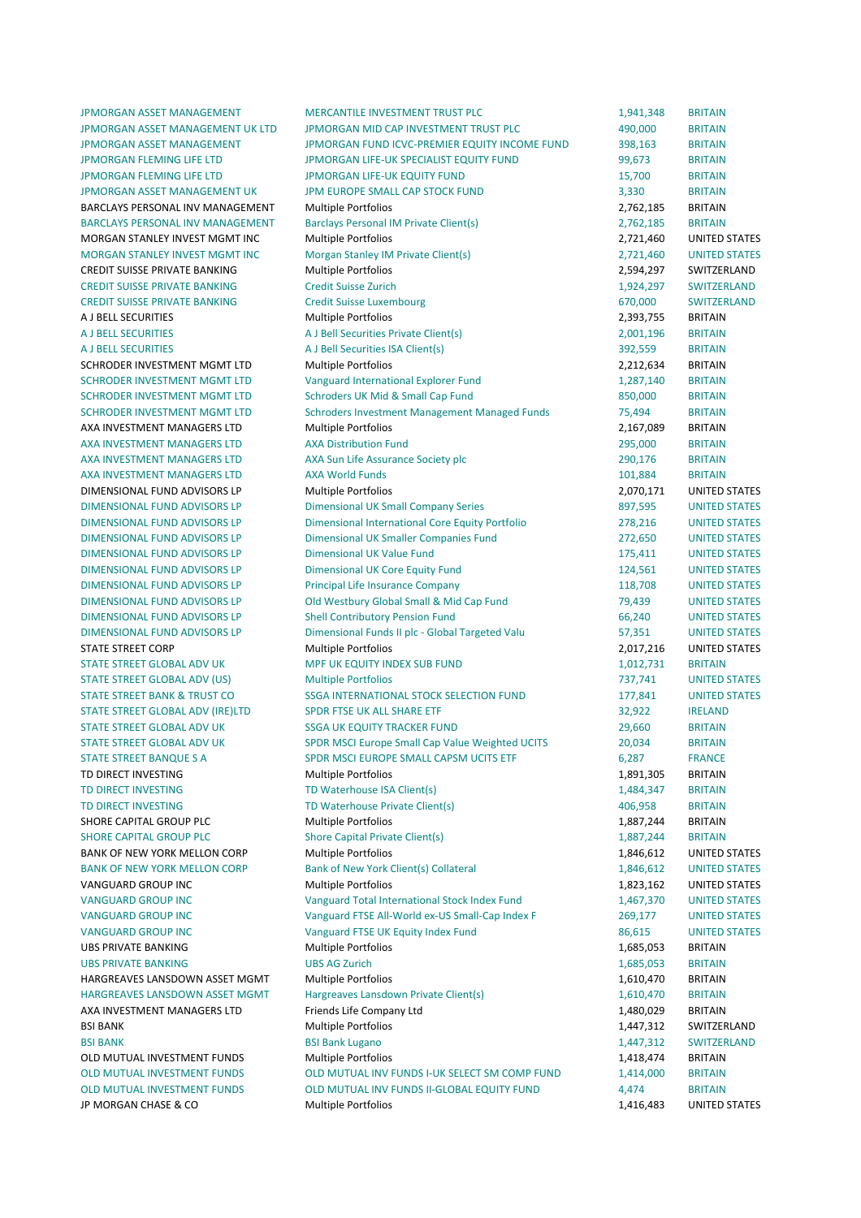| | | | |
|---|---|---|---|
| JPMORGAN ASSET MANAGEMENT | MERCANTILE INVESTMENT TRUST PLC | 1,941,348 | BRITAIN |
| JPMORGAN ASSET MANAGEMENT UK LTD | JPMORGAN MID CAP INVESTMENT TRUST PLC | 490,000 | BRITAIN |
| JPMORGAN ASSET MANAGEMENT | JPMORGAN FUND ICVC-PREMIER EQUITY INCOME FUND | 398,163 | BRITAIN |
| JPMORGAN FLEMING LIFE LTD | JPMORGAN LIFE-UK SPECIALIST EQUITY FUND | 99,673 | BRITAIN |
| JPMORGAN FLEMING LIFE LTD | JPMORGAN LIFE-UK EQUITY FUND | 15,700 | BRITAIN |
| JPMORGAN ASSET MANAGEMENT UK | JPM EUROPE SMALL CAP STOCK FUND | 3,330 | BRITAIN |
| BARCLAYS PERSONAL INV MANAGEMENT | Multiple Portfolios | 2,762,185 | BRITAIN |
| BARCLAYS PERSONAL INV MANAGEMENT | Barclays Personal IM Private Client(s) | 2,762,185 | BRITAIN |
| MORGAN STANLEY INVEST MGMT INC | Multiple Portfolios | 2,721,460 | UNITED STATES |
| MORGAN STANLEY INVEST MGMT INC | Morgan Stanley IM Private Client(s) | 2,721,460 | UNITED STATES |
| CREDIT SUISSE PRIVATE BANKING | Multiple Portfolios | 2,594,297 | SWITZERLAND |
| CREDIT SUISSE PRIVATE BANKING | Credit Suisse Zurich | 1,924,297 | SWITZERLAND |
| CREDIT SUISSE PRIVATE BANKING | Credit Suisse Luxembourg | 670,000 | SWITZERLAND |
| A J BELL SECURITIES | Multiple Portfolios | 2,393,755 | BRITAIN |
| A J BELL SECURITIES | A J Bell Securities Private Client(s) | 2,001,196 | BRITAIN |
| A J BELL SECURITIES | A J Bell Securities ISA Client(s) | 392,559 | BRITAIN |
| SCHRODER INVESTMENT MGMT LTD | Multiple Portfolios | 2,212,634 | BRITAIN |
| SCHRODER INVESTMENT MGMT LTD | Vanguard International Explorer Fund | 1,287,140 | BRITAIN |
| SCHRODER INVESTMENT MGMT LTD | Schroders UK Mid & Small Cap Fund | 850,000 | BRITAIN |
| SCHRODER INVESTMENT MGMT LTD | Schroders Investment Management Managed Funds | 75,494 | BRITAIN |
| AXA INVESTMENT MANAGERS LTD | Multiple Portfolios | 2,167,089 | BRITAIN |
| AXA INVESTMENT MANAGERS LTD | AXA Distribution Fund | 295,000 | BRITAIN |
| AXA INVESTMENT MANAGERS LTD | AXA Sun Life Assurance Society plc | 290,176 | BRITAIN |
| AXA INVESTMENT MANAGERS LTD | AXA World Funds | 101,884 | BRITAIN |
| DIMENSIONAL FUND ADVISORS LP | Multiple Portfolios | 2,070,171 | UNITED STATES |
| DIMENSIONAL FUND ADVISORS LP | Dimensional UK Small Company Series | 897,595 | UNITED STATES |
| DIMENSIONAL FUND ADVISORS LP | Dimensional International Core Equity Portfolio | 278,216 | UNITED STATES |
| DIMENSIONAL FUND ADVISORS LP | Dimensional UK Smaller Companies Fund | 272,650 | UNITED STATES |
| DIMENSIONAL FUND ADVISORS LP | Dimensional UK Value Fund | 175,411 | UNITED STATES |
| DIMENSIONAL FUND ADVISORS LP | Dimensional UK Core Equity Fund | 124,561 | UNITED STATES |
| DIMENSIONAL FUND ADVISORS LP | Principal Life Insurance Company | 118,708 | UNITED STATES |
| DIMENSIONAL FUND ADVISORS LP | Old Westbury Global Small & Mid Cap Fund | 79,439 | UNITED STATES |
| DIMENSIONAL FUND ADVISORS LP | Shell Contributory Pension Fund | 66,240 | UNITED STATES |
| DIMENSIONAL FUND ADVISORS LP | Dimensional Funds II plc - Global Targeted Valu | 57,351 | UNITED STATES |
| STATE STREET CORP | Multiple Portfolios | 2,017,216 | UNITED STATES |
| STATE STREET GLOBAL ADV UK | MPF UK EQUITY INDEX SUB FUND | 1,012,731 | BRITAIN |
| STATE STREET GLOBAL ADV (US) | Multiple Portfolios | 737,741 | UNITED STATES |
| STATE STREET BANK & TRUST CO | SSGA INTERNATIONAL STOCK SELECTION FUND | 177,841 | UNITED STATES |
| STATE STREET GLOBAL ADV (IRE)LTD | SPDR FTSE UK ALL SHARE ETF | 32,922 | IRELAND |
| STATE STREET GLOBAL ADV UK | SSGA UK EQUITY TRACKER FUND | 29,660 | BRITAIN |
| STATE STREET GLOBAL ADV UK | SPDR MSCI Europe Small Cap Value Weighted UCITS | 20,034 | BRITAIN |
| STATE STREET BANQUE S A | SPDR MSCI EUROPE SMALL CAPSM UCITS ETF | 6,287 | FRANCE |
| TD DIRECT INVESTING | Multiple Portfolios | 1,891,305 | BRITAIN |
| TD DIRECT INVESTING | TD Waterhouse ISA Client(s) | 1,484,347 | BRITAIN |
| TD DIRECT INVESTING | TD Waterhouse Private Client(s) | 406,958 | BRITAIN |
| SHORE CAPITAL GROUP PLC | Multiple Portfolios | 1,887,244 | BRITAIN |
| SHORE CAPITAL GROUP PLC | Shore Capital Private Client(s) | 1,887,244 | BRITAIN |
| BANK OF NEW YORK MELLON CORP | Multiple Portfolios | 1,846,612 | UNITED STATES |
| BANK OF NEW YORK MELLON CORP | Bank of New York Client(s) Collateral | 1,846,612 | UNITED STATES |
| VANGUARD GROUP INC | Multiple Portfolios | 1,823,162 | UNITED STATES |
| VANGUARD GROUP INC | Vanguard Total International Stock Index Fund | 1,467,370 | UNITED STATES |
| VANGUARD GROUP INC | Vanguard FTSE All-World ex-US Small-Cap Index F | 269,177 | UNITED STATES |
| VANGUARD GROUP INC | Vanguard FTSE UK Equity Index Fund | 86,615 | UNITED STATES |
| UBS PRIVATE BANKING | Multiple Portfolios | 1,685,053 | BRITAIN |
| UBS PRIVATE BANKING | UBS AG Zurich | 1,685,053 | BRITAIN |
| HARGREAVES LANSDOWN ASSET MGMT | Multiple Portfolios | 1,610,470 | BRITAIN |
| HARGREAVES LANSDOWN ASSET MGMT | Hargreaves Lansdown Private Client(s) | 1,610,470 | BRITAIN |
| AXA INVESTMENT MANAGERS LTD | Friends Life Company Ltd | 1,480,029 | BRITAIN |
| BSI BANK | Multiple Portfolios | 1,447,312 | SWITZERLAND |
| BSI BANK | BSI Bank Lugano | 1,447,312 | SWITZERLAND |
| OLD MUTUAL INVESTMENT FUNDS | Multiple Portfolios | 1,418,474 | BRITAIN |
| OLD MUTUAL INVESTMENT FUNDS | OLD MUTUAL INV FUNDS I-UK SELECT SM COMP FUND | 1,414,000 | BRITAIN |
| OLD MUTUAL INVESTMENT FUNDS | OLD MUTUAL INV FUNDS II-GLOBAL EQUITY FUND | 4,474 | BRITAIN |
| JP MORGAN CHASE & CO | Multiple Portfolios | 1,416,483 | UNITED STATES |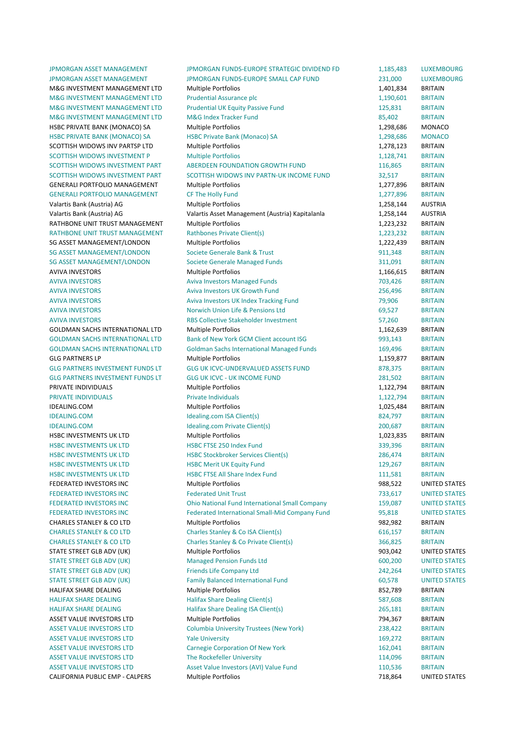| | | | |
|---|---|---|---|
| JPMORGAN ASSET MANAGEMENT | JPMORGAN FUNDS-EUROPE STRATEGIC DIVIDEND FD | 1,185,483 | LUXEMBOURG |
| JPMORGAN ASSET MANAGEMENT | JPMORGAN FUNDS-EUROPE SMALL CAP FUND | 231,000 | LUXEMBOURG |
| M&G INVESTMENT MANAGEMENT LTD | Multiple Portfolios | 1,401,834 | BRITAIN |
| M&G INVESTMENT MANAGEMENT LTD | Prudential Assurance plc | 1,190,601 | BRITAIN |
| M&G INVESTMENT MANAGEMENT LTD | Prudential UK Equity Passive Fund | 125,831 | BRITAIN |
| M&G INVESTMENT MANAGEMENT LTD | M&G Index Tracker Fund | 85,402 | BRITAIN |
| HSBC PRIVATE BANK (MONACO) SA | Multiple Portfolios | 1,298,686 | MONACO |
| HSBC PRIVATE BANK (MONACO) SA | HSBC Private Bank (Monaco) SA | 1,298,686 | MONACO |
| SCOTTISH WIDOWS INV PARTSP LTD | Multiple Portfolios | 1,278,123 | BRITAIN |
| SCOTTISH WIDOWS INVESTMENT P | Multiple Portfolios | 1,128,741 | BRITAIN |
| SCOTTISH WIDOWS INVESTMENT PART | ABERDEEN FOUNDATION GROWTH FUND | 116,865 | BRITAIN |
| SCOTTISH WIDOWS INVESTMENT PART | SCOTTISH WIDOWS INV PARTN-UK INCOME FUND | 32,517 | BRITAIN |
| GENERALI PORTFOLIO MANAGEMENT | Multiple Portfolios | 1,277,896 | BRITAIN |
| GENERALI PORTFOLIO MANAGEMENT | CF The Holly Fund | 1,277,896 | BRITAIN |
| Valartis Bank (Austria) AG | Multiple Portfolios | 1,258,144 | AUSTRIA |
| Valartis Bank (Austria) AG | Valartis Asset Management (Austria) Kapitalanla | 1,258,144 | AUSTRIA |
| RATHBONE UNIT TRUST MANAGEMENT | Multiple Portfolios | 1,223,232 | BRITAIN |
| RATHBONE UNIT TRUST MANAGEMENT | Rathbones Private Client(s) | 1,223,232 | BRITAIN |
| SG ASSET MANAGEMENT/LONDON | Multiple Portfolios | 1,222,439 | BRITAIN |
| SG ASSET MANAGEMENT/LONDON | Societe Generale Bank & Trust | 911,348 | BRITAIN |
| SG ASSET MANAGEMENT/LONDON | Societe Generale Managed Funds | 311,091 | BRITAIN |
| AVIVA INVESTORS | Multiple Portfolios | 1,166,615 | BRITAIN |
| AVIVA INVESTORS | Aviva Investors Managed Funds | 703,426 | BRITAIN |
| AVIVA INVESTORS | Aviva Investors UK Growth Fund | 256,496 | BRITAIN |
| AVIVA INVESTORS | Aviva Investors UK Index Tracking Fund | 79,906 | BRITAIN |
| AVIVA INVESTORS | Norwich Union Life & Pensions Ltd | 69,527 | BRITAIN |
| AVIVA INVESTORS | RBS Collective Stakeholder Investment | 57,260 | BRITAIN |
| GOLDMAN SACHS INTERNATIONAL LTD | Multiple Portfolios | 1,162,639 | BRITAIN |
| GOLDMAN SACHS INTERNATIONAL LTD | Bank of New York GCM Client account ISG | 993,143 | BRITAIN |
| GOLDMAN SACHS INTERNATIONAL LTD | Goldman Sachs International Managed Funds | 169,496 | BRITAIN |
| GLG PARTNERS LP | Multiple Portfolios | 1,159,877 | BRITAIN |
| GLG PARTNERS INVESTMENT FUNDS LT | GLG UK ICVC-UNDERVALUED ASSETS FUND | 878,375 | BRITAIN |
| GLG PARTNERS INVESTMENT FUNDS LT | GLG UK ICVC - UK INCOME FUND | 281,502 | BRITAIN |
| PRIVATE INDIVIDUALS | Multiple Portfolios | 1,122,794 | BRITAIN |
| PRIVATE INDIVIDUALS | Private Individuals | 1,122,794 | BRITAIN |
| IDEALING.COM | Multiple Portfolios | 1,025,484 | BRITAIN |
| IDEALING.COM | Idealing.com ISA Client(s) | 824,797 | BRITAIN |
| IDEALING.COM | Idealing.com Private Client(s) | 200,687 | BRITAIN |
| HSBC INVESTMENTS UK LTD | Multiple Portfolios | 1,023,835 | BRITAIN |
| HSBC INVESTMENTS UK LTD | HSBC FTSE 250 Index Fund | 339,396 | BRITAIN |
| HSBC INVESTMENTS UK LTD | HSBC Stockbroker Services Client(s) | 286,474 | BRITAIN |
| HSBC INVESTMENTS UK LTD | HSBC Merit UK Equity Fund | 129,267 | BRITAIN |
| HSBC INVESTMENTS UK LTD | HSBC FTSE All Share Index Fund | 111,581 | BRITAIN |
| FEDERATED INVESTORS INC | Multiple Portfolios | 988,522 | UNITED STATES |
| FEDERATED INVESTORS INC | Federated Unit Trust | 733,617 | UNITED STATES |
| FEDERATED INVESTORS INC | Ohio National Fund International Small Company | 159,087 | UNITED STATES |
| FEDERATED INVESTORS INC | Federated International Small-Mid Company Fund | 95,818 | UNITED STATES |
| CHARLES STANLEY & CO LTD | Multiple Portfolios | 982,982 | BRITAIN |
| CHARLES STANLEY & CO LTD | Charles Stanley & Co ISA Client(s) | 616,157 | BRITAIN |
| CHARLES STANLEY & CO LTD | Charles Stanley & Co Private Client(s) | 366,825 | BRITAIN |
| STATE STREET GLB ADV (UK) | Multiple Portfolios | 903,042 | UNITED STATES |
| STATE STREET GLB ADV (UK) | Managed Pension Funds Ltd | 600,200 | UNITED STATES |
| STATE STREET GLB ADV (UK) | Friends Life Company Ltd | 242,264 | UNITED STATES |
| STATE STREET GLB ADV (UK) | Family Balanced International Fund | 60,578 | UNITED STATES |
| HALIFAX SHARE DEALING | Multiple Portfolios | 852,789 | BRITAIN |
| HALIFAX SHARE DEALING | Halifax Share Dealing Client(s) | 587,608 | BRITAIN |
| HALIFAX SHARE DEALING | Halifax Share Dealing ISA Client(s) | 265,181 | BRITAIN |
| ASSET VALUE INVESTORS LTD | Multiple Portfolios | 794,367 | BRITAIN |
| ASSET VALUE INVESTORS LTD | Columbia University Trustees (New York) | 238,422 | BRITAIN |
| ASSET VALUE INVESTORS LTD | Yale University | 169,272 | BRITAIN |
| ASSET VALUE INVESTORS LTD | Carnegie Corporation Of New York | 162,041 | BRITAIN |
| ASSET VALUE INVESTORS LTD | The Rockefeller University | 114,096 | BRITAIN |
| ASSET VALUE INVESTORS LTD | Asset Value Investors (AVI) Value Fund | 110,536 | BRITAIN |
| CALIFORNIA PUBLIC EMP - CALPERS | Multiple Portfolios | 718,864 | UNITED STATES |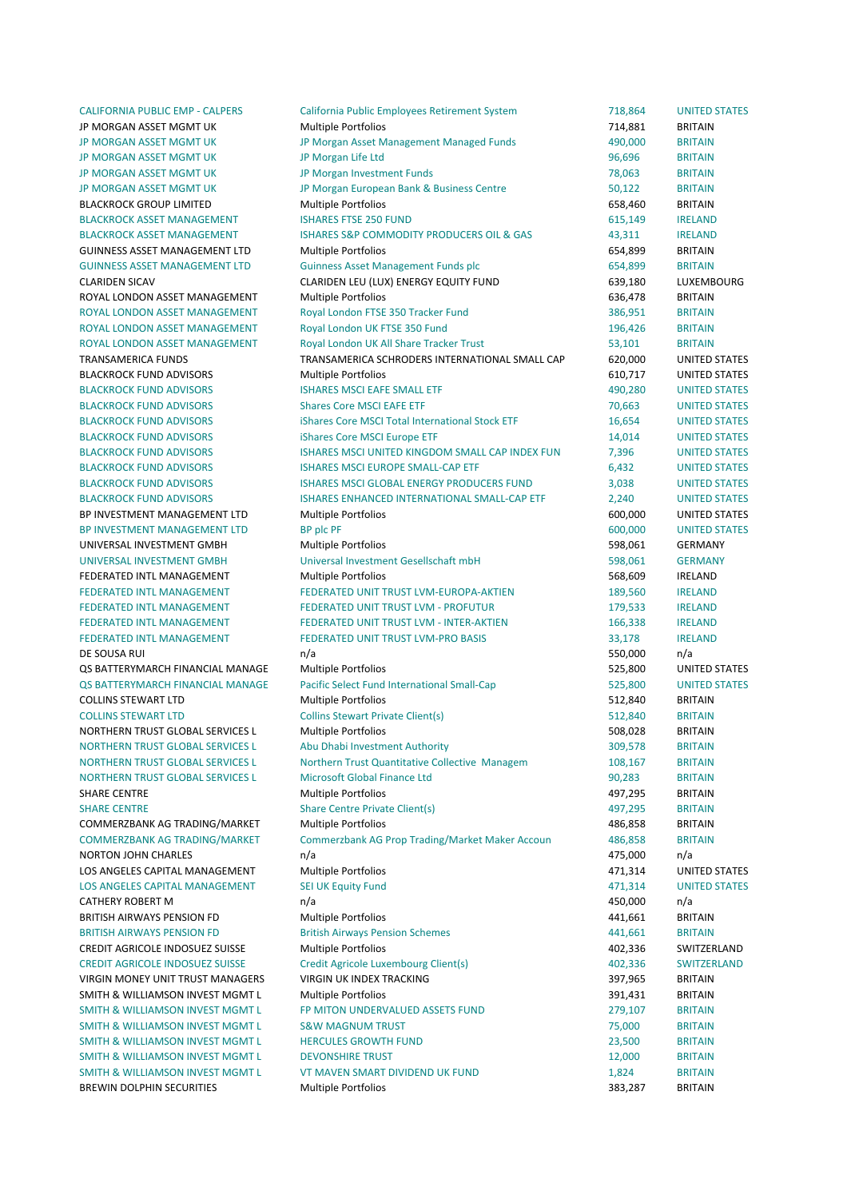| | | | |
|---|---|---|---|
| CALIFORNIA PUBLIC EMP - CALPERS | California Public Employees Retirement System | 718,864 | UNITED STATES |
| JP MORGAN ASSET MGMT UK | Multiple Portfolios | 714,881 | BRITAIN |
| JP MORGAN ASSET MGMT UK | JP Morgan Asset Management Managed Funds | 490,000 | BRITAIN |
| JP MORGAN ASSET MGMT UK | JP Morgan Life Ltd | 96,696 | BRITAIN |
| JP MORGAN ASSET MGMT UK | JP Morgan Investment Funds | 78,063 | BRITAIN |
| JP MORGAN ASSET MGMT UK | JP Morgan European Bank & Business Centre | 50,122 | BRITAIN |
| BLACKROCK GROUP LIMITED | Multiple Portfolios | 658,460 | BRITAIN |
| BLACKROCK ASSET MANAGEMENT | ISHARES FTSE 250 FUND | 615,149 | IRELAND |
| BLACKROCK ASSET MANAGEMENT | ISHARES S&P COMMODITY PRODUCERS OIL & GAS | 43,311 | IRELAND |
| GUINNESS ASSET MANAGEMENT LTD | Multiple Portfolios | 654,899 | BRITAIN |
| GUINNESS ASSET MANAGEMENT LTD | Guinness Asset Management Funds plc | 654,899 | BRITAIN |
| CLARIDEN SICAV | CLARIDEN LEU (LUX) ENERGY EQUITY FUND | 639,180 | LUXEMBOURG |
| ROYAL LONDON ASSET MANAGEMENT | Multiple Portfolios | 636,478 | BRITAIN |
| ROYAL LONDON ASSET MANAGEMENT | Royal London FTSE 350 Tracker Fund | 386,951 | BRITAIN |
| ROYAL LONDON ASSET MANAGEMENT | Royal London UK FTSE 350 Fund | 196,426 | BRITAIN |
| ROYAL LONDON ASSET MANAGEMENT | Royal London UK All Share Tracker Trust | 53,101 | BRITAIN |
| TRANSAMERICA FUNDS | TRANSAMERICA SCHRODERS INTERNATIONAL SMALL CAP | 620,000 | UNITED STATES |
| BLACKROCK FUND ADVISORS | Multiple Portfolios | 610,717 | UNITED STATES |
| BLACKROCK FUND ADVISORS | ISHARES MSCI EAFE SMALL ETF | 490,280 | UNITED STATES |
| BLACKROCK FUND ADVISORS | Shares Core MSCI EAFE ETF | 70,663 | UNITED STATES |
| BLACKROCK FUND ADVISORS | iShares Core MSCI Total International Stock ETF | 16,654 | UNITED STATES |
| BLACKROCK FUND ADVISORS | iShares Core MSCI Europe ETF | 14,014 | UNITED STATES |
| BLACKROCK FUND ADVISORS | ISHARES MSCI UNITED KINGDOM SMALL CAP INDEX FUN | 7,396 | UNITED STATES |
| BLACKROCK FUND ADVISORS | ISHARES MSCI EUROPE SMALL-CAP ETF | 6,432 | UNITED STATES |
| BLACKROCK FUND ADVISORS | ISHARES MSCI GLOBAL ENERGY PRODUCERS FUND | 3,038 | UNITED STATES |
| BLACKROCK FUND ADVISORS | ISHARES ENHANCED INTERNATIONAL SMALL-CAP ETF | 2,240 | UNITED STATES |
| BP INVESTMENT MANAGEMENT LTD | Multiple Portfolios | 600,000 | UNITED STATES |
| BP INVESTMENT MANAGEMENT LTD | BP plc PF | 600,000 | UNITED STATES |
| UNIVERSAL INVESTMENT GMBH | Multiple Portfolios | 598,061 | GERMANY |
| UNIVERSAL INVESTMENT GMBH | Universal Investment Gesellschaft mbH | 598,061 | GERMANY |
| FEDERATED INTL MANAGEMENT | Multiple Portfolios | 568,609 | IRELAND |
| FEDERATED INTL MANAGEMENT | FEDERATED UNIT TRUST LVM-EUROPA-AKTIEN | 189,560 | IRELAND |
| FEDERATED INTL MANAGEMENT | FEDERATED UNIT TRUST LVM - PROFUTUR | 179,533 | IRELAND |
| FEDERATED INTL MANAGEMENT | FEDERATED UNIT TRUST LVM - INTER-AKTIEN | 166,338 | IRELAND |
| FEDERATED INTL MANAGEMENT | FEDERATED UNIT TRUST LVM-PRO BASIS | 33,178 | IRELAND |
| DE SOUSA RUI | n/a | 550,000 | n/a |
| QS BATTERYMARCH FINANCIAL MANAGE | Multiple Portfolios | 525,800 | UNITED STATES |
| QS BATTERYMARCH FINANCIAL MANAGE | Pacific Select Fund International Small-Cap | 525,800 | UNITED STATES |
| COLLINS STEWART LTD | Multiple Portfolios | 512,840 | BRITAIN |
| COLLINS STEWART LTD | Collins Stewart Private Client(s) | 512,840 | BRITAIN |
| NORTHERN TRUST GLOBAL SERVICES L | Multiple Portfolios | 508,028 | BRITAIN |
| NORTHERN TRUST GLOBAL SERVICES L | Abu Dhabi Investment Authority | 309,578 | BRITAIN |
| NORTHERN TRUST GLOBAL SERVICES L | Northern Trust Quantitative Collective Managem | 108,167 | BRITAIN |
| NORTHERN TRUST GLOBAL SERVICES L | Microsoft Global Finance Ltd | 90,283 | BRITAIN |
| SHARE CENTRE | Multiple Portfolios | 497,295 | BRITAIN |
| SHARE CENTRE | Share Centre Private Client(s) | 497,295 | BRITAIN |
| COMMERZBANK AG TRADING/MARKET | Multiple Portfolios | 486,858 | BRITAIN |
| COMMERZBANK AG TRADING/MARKET | Commerzbank AG Prop Trading/Market Maker Accoun | 486,858 | BRITAIN |
| NORTON JOHN CHARLES | n/a | 475,000 | n/a |
| LOS ANGELES CAPITAL MANAGEMENT | Multiple Portfolios | 471,314 | UNITED STATES |
| LOS ANGELES CAPITAL MANAGEMENT | SEI UK Equity Fund | 471,314 | UNITED STATES |
| CATHERY ROBERT M | n/a | 450,000 | n/a |
| BRITISH AIRWAYS PENSION FD | Multiple Portfolios | 441,661 | BRITAIN |
| BRITISH AIRWAYS PENSION FD | British Airways Pension Schemes | 441,661 | BRITAIN |
| CREDIT AGRICOLE INDOSUEZ SUISSE | Multiple Portfolios | 402,336 | SWITZERLAND |
| CREDIT AGRICOLE INDOSUEZ SUISSE | Credit Agricole Luxembourg Client(s) | 402,336 | SWITZERLAND |
| VIRGIN MONEY UNIT TRUST MANAGERS | VIRGIN UK INDEX TRACKING | 397,965 | BRITAIN |
| SMITH & WILLIAMSON INVEST MGMT L | Multiple Portfolios | 391,431 | BRITAIN |
| SMITH & WILLIAMSON INVEST MGMT L | FP MITON UNDERVALUED ASSETS FUND | 279,107 | BRITAIN |
| SMITH & WILLIAMSON INVEST MGMT L | S&W MAGNUM TRUST | 75,000 | BRITAIN |
| SMITH & WILLIAMSON INVEST MGMT L | HERCULES GROWTH FUND | 23,500 | BRITAIN |
| SMITH & WILLIAMSON INVEST MGMT L | DEVONSHIRE TRUST | 12,000 | BRITAIN |
| SMITH & WILLIAMSON INVEST MGMT L | VT MAVEN SMART DIVIDEND UK FUND | 1,824 | BRITAIN |
| BREWIN DOLPHIN SECURITIES | Multiple Portfolios | 383,287 | BRITAIN |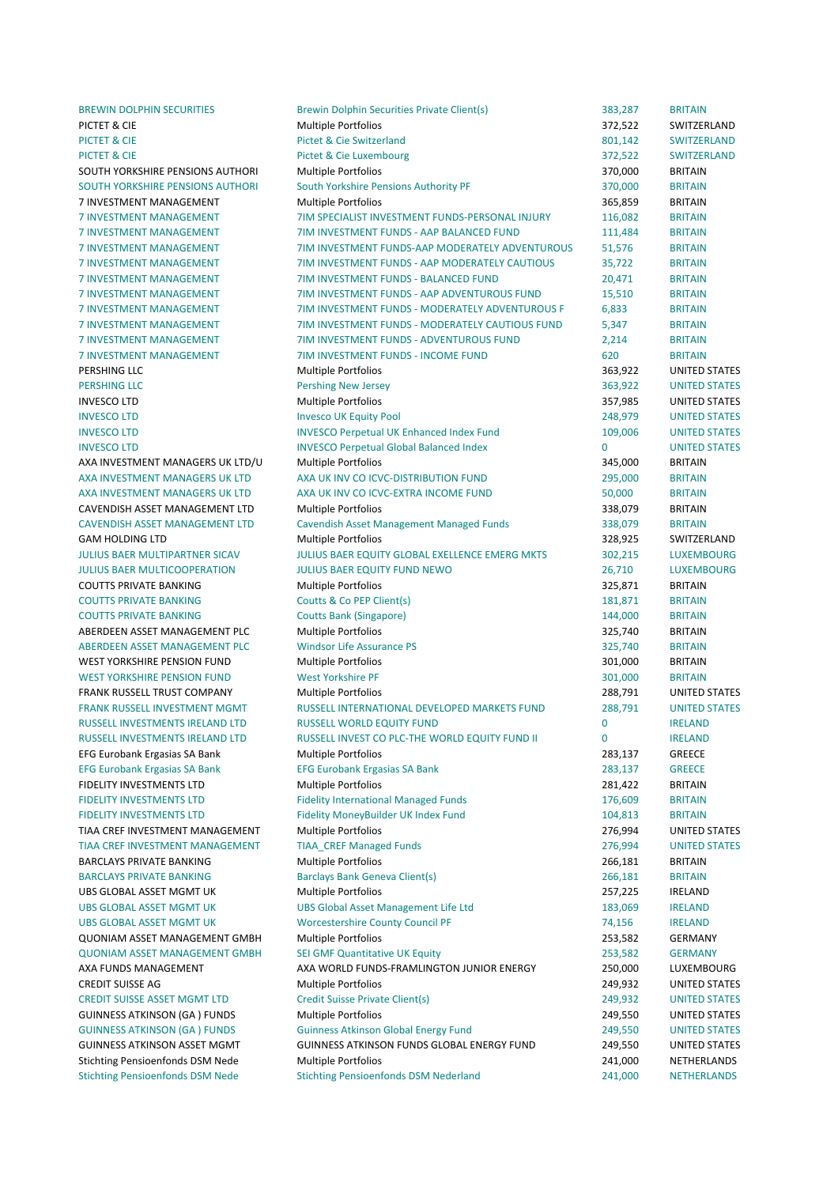| | | | |
|---|---|---|---|
| BREWIN DOLPHIN SECURITIES | Brewin Dolphin Securities Private Client(s) | 383,287 | BRITAIN |
| PICTET & CIE | Multiple Portfolios | 372,522 | SWITZERLAND |
| PICTET & CIE | Pictet & Cie Switzerland | 801,142 | SWITZERLAND |
| PICTET & CIE | Pictet & Cie Luxembourg | 372,522 | SWITZERLAND |
| SOUTH YORKSHIRE PENSIONS AUTHORI | Multiple Portfolios | 370,000 | BRITAIN |
| SOUTH YORKSHIRE PENSIONS AUTHORI | South Yorkshire Pensions Authority PF | 370,000 | BRITAIN |
| 7 INVESTMENT MANAGEMENT | Multiple Portfolios | 365,859 | BRITAIN |
| 7 INVESTMENT MANAGEMENT | 7IM SPECIALIST INVESTMENT FUNDS-PERSONAL INJURY | 116,082 | BRITAIN |
| 7 INVESTMENT MANAGEMENT | 7IM INVESTMENT FUNDS - AAP BALANCED FUND | 111,484 | BRITAIN |
| 7 INVESTMENT MANAGEMENT | 7IM INVESTMENT FUNDS-AAP MODERATELY ADVENTUROUS | 51,576 | BRITAIN |
| 7 INVESTMENT MANAGEMENT | 7IM INVESTMENT FUNDS - AAP MODERATELY CAUTIOUS | 35,722 | BRITAIN |
| 7 INVESTMENT MANAGEMENT | 7IM INVESTMENT FUNDS - BALANCED FUND | 20,471 | BRITAIN |
| 7 INVESTMENT MANAGEMENT | 7IM INVESTMENT FUNDS - AAP ADVENTUROUS FUND | 15,510 | BRITAIN |
| 7 INVESTMENT MANAGEMENT | 7IM INVESTMENT FUNDS - MODERATELY ADVENTUROUS F | 6,833 | BRITAIN |
| 7 INVESTMENT MANAGEMENT | 7IM INVESTMENT FUNDS - MODERATELY CAUTIOUS FUND | 5,347 | BRITAIN |
| 7 INVESTMENT MANAGEMENT | 7IM INVESTMENT FUNDS - ADVENTUROUS FUND | 2,214 | BRITAIN |
| 7 INVESTMENT MANAGEMENT | 7IM INVESTMENT FUNDS - INCOME FUND | 620 | BRITAIN |
| PERSHING LLC | Multiple Portfolios | 363,922 | UNITED STATES |
| PERSHING LLC | Pershing New Jersey | 363,922 | UNITED STATES |
| INVESCO LTD | Multiple Portfolios | 357,985 | UNITED STATES |
| INVESCO LTD | Invesco UK Equity Pool | 248,979 | UNITED STATES |
| INVESCO LTD | INVESCO Perpetual UK Enhanced Index Fund | 109,006 | UNITED STATES |
| INVESCO LTD | INVESCO Perpetual Global Balanced Index | 0 | UNITED STATES |
| AXA INVESTMENT MANAGERS UK LTD/U | Multiple Portfolios | 345,000 | BRITAIN |
| AXA INVESTMENT MANAGERS UK LTD | AXA UK INV CO ICVC-DISTRIBUTION FUND | 295,000 | BRITAIN |
| AXA INVESTMENT MANAGERS UK LTD | AXA UK INV CO ICVC-EXTRA INCOME FUND | 50,000 | BRITAIN |
| CAVENDISH ASSET MANAGEMENT LTD | Multiple Portfolios | 338,079 | BRITAIN |
| CAVENDISH ASSET MANAGEMENT LTD | Cavendish Asset Management Managed Funds | 338,079 | BRITAIN |
| GAM HOLDING LTD | Multiple Portfolios | 328,925 | SWITZERLAND |
| JULIUS BAER MULTIPARTNER SICAV | JULIUS BAER EQUITY GLOBAL EXELLENCE EMERG MKTS | 302,215 | LUXEMBOURG |
| JULIUS BAER MULTICOOPERATION | JULIUS BAER EQUITY FUND NEWO | 26,710 | LUXEMBOURG |
| COUTTS PRIVATE BANKING | Multiple Portfolios | 325,871 | BRITAIN |
| COUTTS PRIVATE BANKING | Coutts & Co PEP Client(s) | 181,871 | BRITAIN |
| COUTTS PRIVATE BANKING | Coutts Bank (Singapore) | 144,000 | BRITAIN |
| ABERDEEN ASSET MANAGEMENT PLC | Multiple Portfolios | 325,740 | BRITAIN |
| ABERDEEN ASSET MANAGEMENT PLC | Windsor Life Assurance PS | 325,740 | BRITAIN |
| WEST YORKSHIRE PENSION FUND | Multiple Portfolios | 301,000 | BRITAIN |
| WEST YORKSHIRE PENSION FUND | West Yorkshire PF | 301,000 | BRITAIN |
| FRANK RUSSELL TRUST COMPANY | Multiple Portfolios | 288,791 | UNITED STATES |
| FRANK RUSSELL INVESTMENT MGMT | RUSSELL INTERNATIONAL DEVELOPED MARKETS FUND | 288,791 | UNITED STATES |
| RUSSELL INVESTMENTS IRELAND LTD | RUSSELL WORLD EQUITY FUND | 0 | IRELAND |
| RUSSELL INVESTMENTS IRELAND LTD | RUSSELL INVEST CO PLC-THE WORLD EQUITY FUND II | 0 | IRELAND |
| EFG Eurobank Ergasias SA Bank | Multiple Portfolios | 283,137 | GREECE |
| EFG Eurobank Ergasias SA Bank | EFG Eurobank Ergasias SA Bank | 283,137 | GREECE |
| FIDELITY INVESTMENTS LTD | Multiple Portfolios | 281,422 | BRITAIN |
| FIDELITY INVESTMENTS LTD | Fidelity International Managed Funds | 176,609 | BRITAIN |
| FIDELITY INVESTMENTS LTD | Fidelity MoneyBuilder UK Index Fund | 104,813 | BRITAIN |
| TIAA CREF INVESTMENT MANAGEMENT | Multiple Portfolios | 276,994 | UNITED STATES |
| TIAA CREF INVESTMENT MANAGEMENT | TIAA_CREF Managed Funds | 276,994 | UNITED STATES |
| BARCLAYS PRIVATE BANKING | Multiple Portfolios | 266,181 | BRITAIN |
| BARCLAYS PRIVATE BANKING | Barclays Bank Geneva Client(s) | 266,181 | BRITAIN |
| UBS GLOBAL ASSET MGMT UK | Multiple Portfolios | 257,225 | IRELAND |
| UBS GLOBAL ASSET MGMT UK | UBS Global Asset Management Life Ltd | 183,069 | IRELAND |
| UBS GLOBAL ASSET MGMT UK | Worcestershire County Council PF | 74,156 | IRELAND |
| QUONIAM ASSET MANAGEMENT GMBH | Multiple Portfolios | 253,582 | GERMANY |
| QUONIAM ASSET MANAGEMENT GMBH | SEI GMF Quantitative UK Equity | 253,582 | GERMANY |
| AXA FUNDS MANAGEMENT | AXA WORLD FUNDS-FRAMLINGTON JUNIOR ENERGY | 250,000 | LUXEMBOURG |
| CREDIT SUISSE AG | Multiple Portfolios | 249,932 | UNITED STATES |
| CREDIT SUISSE ASSET MGMT LTD | Credit Suisse Private Client(s) | 249,932 | UNITED STATES |
| GUINNESS ATKINSON (GA ) FUNDS | Multiple Portfolios | 249,550 | UNITED STATES |
| GUINNESS ATKINSON (GA ) FUNDS | Guinness Atkinson Global Energy Fund | 249,550 | UNITED STATES |
| GUINNESS ATKINSON ASSET MGMT | GUINNESS ATKINSON FUNDS GLOBAL ENERGY FUND | 249,550 | UNITED STATES |
| Stichting Pensioenfonds DSM Nede | Multiple Portfolios | 241,000 | NETHERLANDS |
| Stichting Pensioenfonds DSM Nede | Stichting Pensioenfonds DSM Nederland | 241,000 | NETHERLANDS |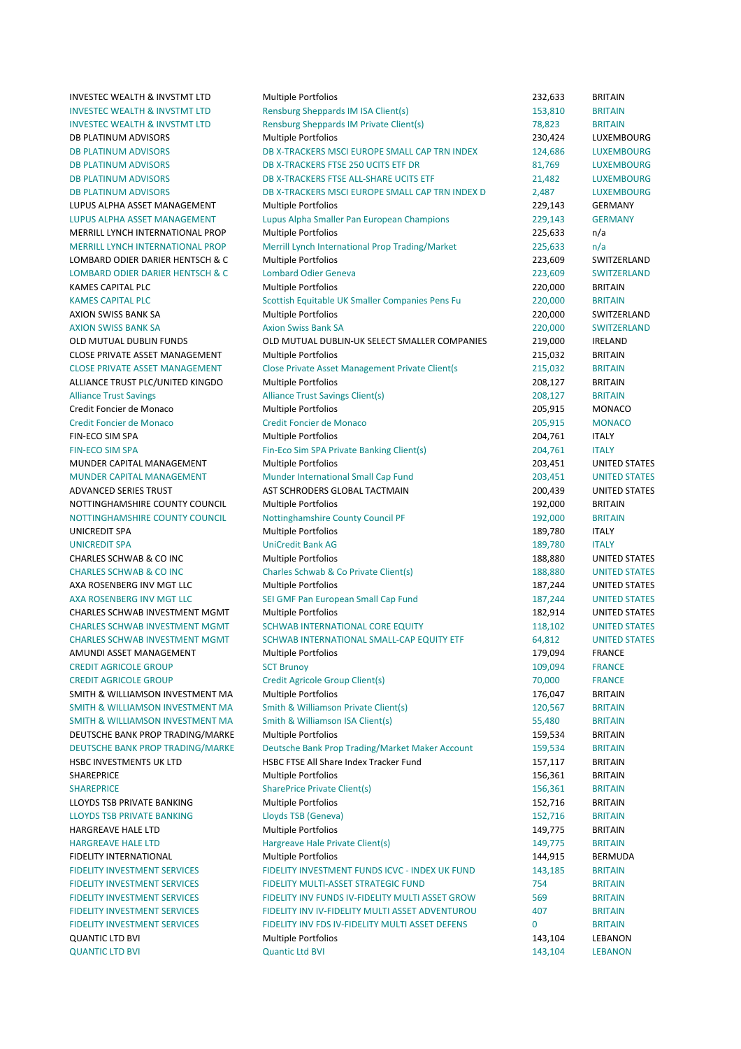| | | | |
|---|---|---|---|
| INVESTEC WEALTH & INVSTMT LTD | Multiple Portfolios | 232,633 | BRITAIN |
| INVESTEC WEALTH & INVSTMT LTD | Rensburg Sheppards IM ISA Client(s) | 153,810 | BRITAIN |
| INVESTEC WEALTH & INVSTMT LTD | Rensburg Sheppards IM Private Client(s) | 78,823 | BRITAIN |
| DB PLATINUM ADVISORS | Multiple Portfolios | 230,424 | LUXEMBOURG |
| DB PLATINUM ADVISORS | DB X-TRACKERS MSCI EUROPE SMALL CAP TRN INDEX | 124,686 | LUXEMBOURG |
| DB PLATINUM ADVISORS | DB X-TRACKERS FTSE 250 UCITS ETF DR | 81,769 | LUXEMBOURG |
| DB PLATINUM ADVISORS | DB X-TRACKERS FTSE ALL-SHARE UCITS ETF | 21,482 | LUXEMBOURG |
| DB PLATINUM ADVISORS | DB X-TRACKERS MSCI EUROPE SMALL CAP TRN INDEX D | 2,487 | LUXEMBOURG |
| LUPUS ALPHA ASSET MANAGEMENT | Multiple Portfolios | 229,143 | GERMANY |
| LUPUS ALPHA ASSET MANAGEMENT | Lupus Alpha Smaller Pan European Champions | 229,143 | GERMANY |
| MERRILL LYNCH INTERNATIONAL PROP | Multiple Portfolios | 225,633 | n/a |
| MERRILL LYNCH INTERNATIONAL PROP | Merrill Lynch International Prop Trading/Market | 225,633 | n/a |
| LOMBARD ODIER DARIER HENTSCH & C | Multiple Portfolios | 223,609 | SWITZERLAND |
| LOMBARD ODIER DARIER HENTSCH & C | Lombard Odier Geneva | 223,609 | SWITZERLAND |
| KAMES CAPITAL PLC | Multiple Portfolios | 220,000 | BRITAIN |
| KAMES CAPITAL PLC | Scottish Equitable UK Smaller Companies Pens Fu | 220,000 | BRITAIN |
| AXION SWISS BANK SA | Multiple Portfolios | 220,000 | SWITZERLAND |
| AXION SWISS BANK SA | Axion Swiss Bank SA | 220,000 | SWITZERLAND |
| OLD MUTUAL DUBLIN FUNDS | OLD MUTUAL DUBLIN-UK SELECT SMALLER COMPANIES | 219,000 | IRELAND |
| CLOSE PRIVATE ASSET MANAGEMENT | Multiple Portfolios | 215,032 | BRITAIN |
| CLOSE PRIVATE ASSET MANAGEMENT | Close Private Asset Management Private Client(s | 215,032 | BRITAIN |
| ALLIANCE TRUST PLC/UNITED KINGDO | Multiple Portfolios | 208,127 | BRITAIN |
| Alliance Trust Savings | Alliance Trust Savings Client(s) | 208,127 | BRITAIN |
| Credit Foncier de Monaco | Multiple Portfolios | 205,915 | MONACO |
| Credit Foncier de Monaco | Credit Foncier de Monaco | 205,915 | MONACO |
| FIN-ECO SIM SPA | Multiple Portfolios | 204,761 | ITALY |
| FIN-ECO SIM SPA | Fin-Eco Sim SPA Private Banking Client(s) | 204,761 | ITALY |
| MUNDER CAPITAL MANAGEMENT | Multiple Portfolios | 203,451 | UNITED STATES |
| MUNDER CAPITAL MANAGEMENT | Munder International Small Cap Fund | 203,451 | UNITED STATES |
| ADVANCED SERIES TRUST | AST SCHRODERS GLOBAL TACTMAIN | 200,439 | UNITED STATES |
| NOTTINGHAMSHIRE COUNTY COUNCIL | Multiple Portfolios | 192,000 | BRITAIN |
| NOTTINGHAMSHIRE COUNTY COUNCIL | Nottinghamshire County Council PF | 192,000 | BRITAIN |
| UNICREDIT SPA | Multiple Portfolios | 189,780 | ITALY |
| UNICREDIT SPA | UniCredit Bank AG | 189,780 | ITALY |
| CHARLES SCHWAB & CO INC | Multiple Portfolios | 188,880 | UNITED STATES |
| CHARLES SCHWAB & CO INC | Charles Schwab & Co Private Client(s) | 188,880 | UNITED STATES |
| AXA ROSENBERG INV MGT LLC | Multiple Portfolios | 187,244 | UNITED STATES |
| AXA ROSENBERG INV MGT LLC | SEI GMF Pan European Small Cap Fund | 187,244 | UNITED STATES |
| CHARLES SCHWAB INVESTMENT MGMT | Multiple Portfolios | 182,914 | UNITED STATES |
| CHARLES SCHWAB INVESTMENT MGMT | SCHWAB INTERNATIONAL CORE EQUITY | 118,102 | UNITED STATES |
| CHARLES SCHWAB INVESTMENT MGMT | SCHWAB INTERNATIONAL SMALL-CAP EQUITY ETF | 64,812 | UNITED STATES |
| AMUNDI ASSET MANAGEMENT | Multiple Portfolios | 179,094 | FRANCE |
| CREDIT AGRICOLE GROUP | SCT Brunoy | 109,094 | FRANCE |
| CREDIT AGRICOLE GROUP | Credit Agricole Group Client(s) | 70,000 | FRANCE |
| SMITH & WILLIAMSON INVESTMENT MA | Multiple Portfolios | 176,047 | BRITAIN |
| SMITH & WILLIAMSON INVESTMENT MA | Smith & Williamson Private Client(s) | 120,567 | BRITAIN |
| SMITH & WILLIAMSON INVESTMENT MA | Smith & Williamson ISA Client(s) | 55,480 | BRITAIN |
| DEUTSCHE BANK PROP TRADING/MARKE | Multiple Portfolios | 159,534 | BRITAIN |
| DEUTSCHE BANK PROP TRADING/MARKE | Deutsche Bank Prop Trading/Market Maker Account | 159,534 | BRITAIN |
| HSBC INVESTMENTS UK LTD | HSBC FTSE All Share Index Tracker Fund | 157,117 | BRITAIN |
| SHAREPRICE | Multiple Portfolios | 156,361 | BRITAIN |
| SHAREPRICE | SharePrice Private Client(s) | 156,361 | BRITAIN |
| LLOYDS TSB PRIVATE BANKING | Multiple Portfolios | 152,716 | BRITAIN |
| LLOYDS TSB PRIVATE BANKING | Lloyds TSB (Geneva) | 152,716 | BRITAIN |
| HARGREAVE HALE LTD | Multiple Portfolios | 149,775 | BRITAIN |
| HARGREAVE HALE LTD | Hargreave Hale Private Client(s) | 149,775 | BRITAIN |
| FIDELITY INTERNATIONAL | Multiple Portfolios | 144,915 | BERMUDA |
| FIDELITY INVESTMENT SERVICES | FIDELITY INVESTMENT FUNDS ICVC - INDEX UK FUND | 143,185 | BRITAIN |
| FIDELITY INVESTMENT SERVICES | FIDELITY MULTI-ASSET STRATEGIC FUND | 754 | BRITAIN |
| FIDELITY INVESTMENT SERVICES | FIDELITY INV FUNDS IV-FIDELITY MULTI ASSET GROW | 569 | BRITAIN |
| FIDELITY INVESTMENT SERVICES | FIDELITY INV IV-FIDELITY MULTI ASSET ADVENTUROU | 407 | BRITAIN |
| FIDELITY INVESTMENT SERVICES | FIDELITY INV FDS IV-FIDELITY MULTI ASSET DEFENS | 0 | BRITAIN |
| QUANTIC LTD BVI | Multiple Portfolios | 143,104 | LEBANON |
| QUANTIC LTD BVI | Quantic Ltd BVI | 143,104 | LEBANON |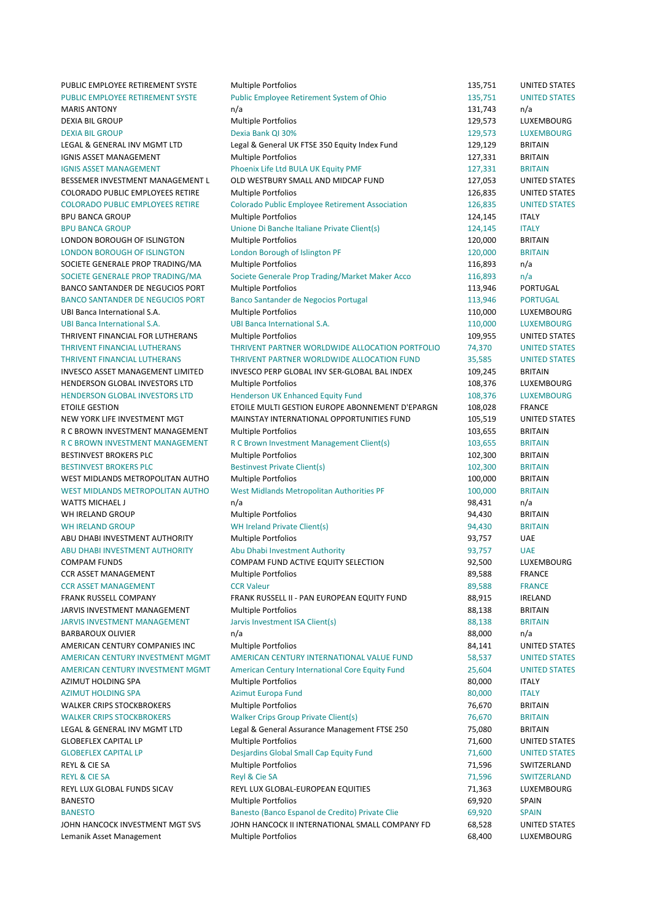| | | | |
|---|---|---|---|
| PUBLIC EMPLOYEE RETIREMENT SYSTE | Multiple Portfolios | 135,751 | UNITED STATES |
| PUBLIC EMPLOYEE RETIREMENT SYSTE | Public Employee Retirement System of Ohio | 135,751 | UNITED STATES |
| MARIS ANTONY | n/a | 131,743 | n/a |
| DEXIA BIL GROUP | Multiple Portfolios | 129,573 | LUXEMBOURG |
| DEXIA BIL GROUP | Dexia Bank QI 30% | 129,573 | LUXEMBOURG |
| LEGAL & GENERAL INV MGMT LTD | Legal & General UK FTSE 350 Equity Index Fund | 129,129 | BRITAIN |
| IGNIS ASSET MANAGEMENT | Multiple Portfolios | 127,331 | BRITAIN |
| IGNIS ASSET MANAGEMENT | Phoenix Life Ltd BULA UK Equity PMF | 127,331 | BRITAIN |
| BESSEMER INVESTMENT MANAGEMENT L | OLD WESTBURY SMALL AND MIDCAP FUND | 127,053 | UNITED STATES |
| COLORADO PUBLIC EMPLOYEES RETIRE | Multiple Portfolios | 126,835 | UNITED STATES |
| COLORADO PUBLIC EMPLOYEES RETIRE | Colorado Public Employee Retirement Association | 126,835 | UNITED STATES |
| BPU BANCA GROUP | Multiple Portfolios | 124,145 | ITALY |
| BPU BANCA GROUP | Unione Di Banche Italiane Private Client(s) | 124,145 | ITALY |
| LONDON BOROUGH OF ISLINGTON | Multiple Portfolios | 120,000 | BRITAIN |
| LONDON BOROUGH OF ISLINGTON | London Borough of Islington PF | 120,000 | BRITAIN |
| SOCIETE GENERALE PROP TRADING/MA | Multiple Portfolios | 116,893 | n/a |
| SOCIETE GENERALE PROP TRADING/MA | Societe Generale Prop Trading/Market Maker Acco | 116,893 | n/a |
| BANCO SANTANDER DE NEGUCIOS PORT | Multiple Portfolios | 113,946 | PORTUGAL |
| BANCO SANTANDER DE NEGUCIOS PORT | Banco Santander de Negocios Portugal | 113,946 | PORTUGAL |
| UBI Banca International S.A. | Multiple Portfolios | 110,000 | LUXEMBOURG |
| UBI Banca International S.A. | UBI Banca International S.A. | 110,000 | LUXEMBOURG |
| THRIVENT FINANCIAL FOR LUTHERANS | Multiple Portfolios | 109,955 | UNITED STATES |
| THRIVENT FINANCIAL LUTHERANS | THRIVENT PARTNER WORLDWIDE ALLOCATION PORTFOLIO | 74,370 | UNITED STATES |
| THRIVENT FINANCIAL LUTHERANS | THRIVENT PARTNER WORLDWIDE ALLOCATION FUND | 35,585 | UNITED STATES |
| INVESCO ASSET MANAGEMENT LIMITED | INVESCO PERP GLOBAL INV SER-GLOBAL BAL INDEX | 109,245 | BRITAIN |
| HENDERSON GLOBAL INVESTORS LTD | Multiple Portfolios | 108,376 | LUXEMBOURG |
| HENDERSON GLOBAL INVESTORS LTD | Henderson UK Enhanced Equity Fund | 108,376 | LUXEMBOURG |
| ETOILE GESTION | ETOILE MULTI GESTION EUROPE ABONNEMENT D'EPARGN | 108,028 | FRANCE |
| NEW YORK LIFE INVESTMENT MGT | MAINSTAY INTERNATIONAL OPPORTUNITIES FUND | 105,519 | UNITED STATES |
| R C BROWN INVESTMENT MANAGEMENT | Multiple Portfolios | 103,655 | BRITAIN |
| R C BROWN INVESTMENT MANAGEMENT | R C Brown Investment Management Client(s) | 103,655 | BRITAIN |
| BESTINVEST BROKERS PLC | Multiple Portfolios | 102,300 | BRITAIN |
| BESTINVEST BROKERS PLC | Bestinvest Private Client(s) | 102,300 | BRITAIN |
| WEST MIDLANDS METROPOLITAN AUTHO | Multiple Portfolios | 100,000 | BRITAIN |
| WEST MIDLANDS METROPOLITAN AUTHO | West Midlands Metropolitan Authorities PF | 100,000 | BRITAIN |
| WATTS MICHAEL J | n/a | 98,431 | n/a |
| WH IRELAND GROUP | Multiple Portfolios | 94,430 | BRITAIN |
| WH IRELAND GROUP | WH Ireland Private Client(s) | 94,430 | BRITAIN |
| ABU DHABI INVESTMENT AUTHORITY | Multiple Portfolios | 93,757 | UAE |
| ABU DHABI INVESTMENT AUTHORITY | Abu Dhabi Investment Authority | 93,757 | UAE |
| COMPAM FUNDS | COMPAM FUND ACTIVE EQUITY SELECTION | 92,500 | LUXEMBOURG |
| CCR ASSET MANAGEMENT | Multiple Portfolios | 89,588 | FRANCE |
| CCR ASSET MANAGEMENT | CCR Valeur | 89,588 | FRANCE |
| FRANK RUSSELL COMPANY | FRANK RUSSELL II - PAN EUROPEAN EQUITY FUND | 88,915 | IRELAND |
| JARVIS INVESTMENT MANAGEMENT | Multiple Portfolios | 88,138 | BRITAIN |
| JARVIS INVESTMENT MANAGEMENT | Jarvis Investment ISA Client(s) | 88,138 | BRITAIN |
| BARBAROUX OLIVIER | n/a | 88,000 | n/a |
| AMERICAN CENTURY COMPANIES INC | Multiple Portfolios | 84,141 | UNITED STATES |
| AMERICAN CENTURY INVESTMENT MGMT | AMERICAN CENTURY INTERNATIONAL VALUE FUND | 58,537 | UNITED STATES |
| AMERICAN CENTURY INVESTMENT MGMT | American Century International Core Equity Fund | 25,604 | UNITED STATES |
| AZIMUT HOLDING SPA | Multiple Portfolios | 80,000 | ITALY |
| AZIMUT HOLDING SPA | Azimut Europa Fund | 80,000 | ITALY |
| WALKER CRIPS STOCKBROKERS | Multiple Portfolios | 76,670 | BRITAIN |
| WALKER CRIPS STOCKBROKERS | Walker Crips Group Private Client(s) | 76,670 | BRITAIN |
| LEGAL & GENERAL INV MGMT LTD | Legal & General Assurance Management FTSE 250 | 75,080 | BRITAIN |
| GLOBEFLEX CAPITAL LP | Multiple Portfolios | 71,600 | UNITED STATES |
| GLOBEFLEX CAPITAL LP | Desjardins Global Small Cap Equity Fund | 71,600 | UNITED STATES |
| REYL & CIE SA | Multiple Portfolios | 71,596 | SWITZERLAND |
| REYL & CIE SA | Reyl & Cie SA | 71,596 | SWITZERLAND |
| REYL LUX GLOBAL FUNDS SICAV | REYL LUX GLOBAL-EUROPEAN EQUITIES | 71,363 | LUXEMBOURG |
| BANESTO | Multiple Portfolios | 69,920 | SPAIN |
| BANESTO | Banesto (Banco Espanol de Credito) Private Clie | 69,920 | SPAIN |
| JOHN HANCOCK INVESTMENT MGT SVS | JOHN HANCOCK II INTERNATIONAL SMALL COMPANY FD | 68,528 | UNITED STATES |
| Lemanik Asset Management | Multiple Portfolios | 68,400 | LUXEMBOURG |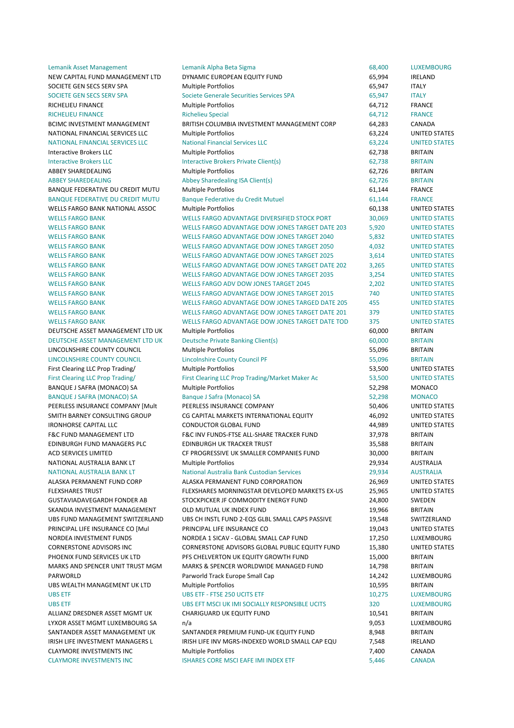| | | | |
|---|---|---|---|
| Lemanik Asset Management | Lemanik Alpha Beta Sigma | 68,400 | LUXEMBOURG |
| NEW CAPITAL FUND MANAGEMENT LTD | DYNAMIC EUROPEAN EQUITY FUND | 65,994 | IRELAND |
| SOCIETE GEN SECS SERV SPA | Multiple Portfolios | 65,947 | ITALY |
| SOCIETE GEN SECS SERV SPA | Societe Generale Securities Services SPA | 65,947 | ITALY |
| RICHELIEU FINANCE | Multiple Portfolios | 64,712 | FRANCE |
| RICHELIEU FINANCE | Richelieu Special | 64,712 | FRANCE |
| BCIMC INVESTMENT MANAGEMENT | BRITISH COLUMBIA INVESTMENT MANAGEMENT CORP | 64,283 | CANADA |
| NATIONAL FINANCIAL SERVICES LLC | Multiple Portfolios | 63,224 | UNITED STATES |
| NATIONAL FINANCIAL SERVICES LLC | National Financial Services LLC | 63,224 | UNITED STATES |
| Interactive Brokers LLC | Multiple Portfolios | 62,738 | BRITAIN |
| Interactive Brokers LLC | Interactive Brokers Private Client(s) | 62,738 | BRITAIN |
| ABBEY SHAREDEALING | Multiple Portfolios | 62,726 | BRITAIN |
| ABBEY SHAREDEALING | Abbey Sharedealing ISA Client(s) | 62,726 | BRITAIN |
| BANQUE FEDERATIVE DU CREDIT MUTU | Multiple Portfolios | 61,144 | FRANCE |
| BANQUE FEDERATIVE DU CREDIT MUTU | Banque Federative du Credit Mutuel | 61,144 | FRANCE |
| WELLS FARGO BANK NATIONAL ASSOC | Multiple Portfolios | 60,138 | UNITED STATES |
| WELLS FARGO BANK | WELLS FARGO ADVANTAGE DIVERSIFIED STOCK PORT | 30,069 | UNITED STATES |
| WELLS FARGO BANK | WELLS FARGO ADVANTAGE DOW JONES TARGET DATE 203 | 5,920 | UNITED STATES |
| WELLS FARGO BANK | WELLS FARGO ADVANTAGE DOW JONES TARGET 2040 | 5,832 | UNITED STATES |
| WELLS FARGO BANK | WELLS FARGO ADVANTAGE DOW JONES TARGET 2050 | 4,032 | UNITED STATES |
| WELLS FARGO BANK | WELLS FARGO ADVANTAGE DOW JONES TARGET 2025 | 3,614 | UNITED STATES |
| WELLS FARGO BANK | WELLS FARGO ADVANTAGE DOW JONES TARGET DATE 202 | 3,265 | UNITED STATES |
| WELLS FARGO BANK | WELLS FARGO ADVANTAGE DOW JONES TARGET 2035 | 3,254 | UNITED STATES |
| WELLS FARGO BANK | WELLS FARGO ADV DOW JONES TARGET 2045 | 2,202 | UNITED STATES |
| WELLS FARGO BANK | WELLS FARGO ADVANTAGE DOW JONES TARGET 2015 | 740 | UNITED STATES |
| WELLS FARGO BANK | WELLS FARGO ADVANTAGE DOW JONES TARGED DATE 205 | 455 | UNITED STATES |
| WELLS FARGO BANK | WELLS FARGO ADVANTAGE DOW JONES TARGET DATE 201 | 379 | UNITED STATES |
| WELLS FARGO BANK | WELLS FARGO ADVANTAGE DOW JONES TARGET DATE TOD | 375 | UNITED STATES |
| DEUTSCHE ASSET MANAGEMENT LTD UK | Multiple Portfolios | 60,000 | BRITAIN |
| DEUTSCHE ASSET MANAGEMENT LTD UK | Deutsche Private Banking Client(s) | 60,000 | BRITAIN |
| LINCOLNSHIRE COUNTY COUNCIL | Multiple Portfolios | 55,096 | BRITAIN |
| LINCOLNSHIRE COUNTY COUNCIL | Lincolnshire County Council PF | 55,096 | BRITAIN |
| First Clearing LLC Prop Trading/ | Multiple Portfolios | 53,500 | UNITED STATES |
| First Clearing LLC Prop Trading/ | First Clearing LLC Prop Trading/Market Maker Ac | 53,500 | UNITED STATES |
| BANQUE J SAFRA (MONACO) SA | Multiple Portfolios | 52,298 | MONACO |
| BANQUE J SAFRA (MONACO) SA | Banque J Safra (Monaco) SA | 52,298 | MONACO |
| PEERLESS INSURANCE COMPANY [Mult | PEERLESS INSURANCE COMPANY | 50,406 | UNITED STATES |
| SMITH BARNEY CONSULTING GROUP | CG CAPITAL MARKETS INTERNATIONAL EQUITY | 46,092 | UNITED STATES |
| IRONHORSE CAPITAL LLC | CONDUCTOR GLOBAL FUND | 44,989 | UNITED STATES |
| F&C FUND MANAGEMENT LTD | F&C INV FUNDS-FTSE ALL-SHARE TRACKER FUND | 37,978 | BRITAIN |
| EDINBURGH FUND MANAGERS PLC | EDINBURGH UK TRACKER TRUST | 35,588 | BRITAIN |
| ACD SERVICES LIMITED | CF PROGRESSIVE UK SMALLER COMPANIES FUND | 30,000 | BRITAIN |
| NATIONAL AUSTRALIA BANK LT | Multiple Portfolios | 29,934 | AUSTRALIA |
| NATIONAL AUSTRALIA BANK LT | National Australia Bank Custodian Services | 29,934 | AUSTRALIA |
| ALASKA PERMANENT FUND CORP | ALASKA PERMANENT FUND CORPORATION | 26,969 | UNITED STATES |
| FLEXSHARES TRUST | FLEXSHARES MORNINGSTAR DEVELOPED MARKETS EX-US | 25,965 | UNITED STATES |
| GUSTAVIADAVEGARDH FONDER AB | STOCKPICKER JF COMMODITY ENERGY FUND | 24,800 | SWEDEN |
| SKANDIA INVESTMENT MANAGEMENT | OLD MUTUAL UK INDEX FUND | 19,966 | BRITAIN |
| UBS FUND MANAGEMENT SWITZERLAND | UBS CH INSTL FUND 2-EQS GLBL SMALL CAPS PASSIVE | 19,548 | SWITZERLAND |
| PRINCIPAL LIFE INSURANCE CO [Mul | PRINCIPAL LIFE INSURANCE CO | 19,043 | UNITED STATES |
| NORDEA INVESTMENT FUNDS | NORDEA 1 SICAV - GLOBAL SMALL CAP FUND | 17,250 | LUXEMBOURG |
| CORNERSTONE ADVISORS INC | CORNERSTONE ADVISORS GLOBAL PUBLIC EQUITY FUND | 15,380 | UNITED STATES |
| PHOENIX FUND SERVICES UK LTD | PFS CHELVERTON UK EQUITY GROWTH FUND | 15,000 | BRITAIN |
| MARKS AND SPENCER UNIT TRUST MGM | MARKS & SPENCER WORLDWIDE MANAGED FUND | 14,798 | BRITAIN |
| PARWORLD | Parworld Track Europe Small Cap | 14,242 | LUXEMBOURG |
| UBS WEALTH MANAGEMENT UK LTD | Multiple Portfolios | 10,595 | BRITAIN |
| UBS ETF | UBS ETF - FTSE 250 UCITS ETF | 10,275 | LUXEMBOURG |
| UBS ETF | UBS EFT MSCI UK IMI SOCIALLY RESPONSIBLE UCITS | 320 | LUXEMBOURG |
| ALLIANZ DRESDNER ASSET MGMT UK | CHARIGUARD UK EQUITY FUND | 10,541 | BRITAIN |
| LYXOR ASSET MGMT LUXEMBOURG SA | n/a | 9,053 | LUXEMBOURG |
| SANTANDER ASSET MANAGEMENT UK | SANTANDER PREMIUM FUND-UK EQUITY FUND | 8,948 | BRITAIN |
| IRISH LIFE INVESTMENT MANAGERS L | IRISH LIFE INV MGRS-INDEXED WORLD SMALL CAP EQU | 7,548 | IRELAND |
| CLAYMORE INVESTMENTS INC | Multiple Portfolios | 7,400 | CANADA |
| CLAYMORE INVESTMENTS INC | ISHARES CORE MSCI EAFE IMI INDEX ETF | 5,446 | CANADA |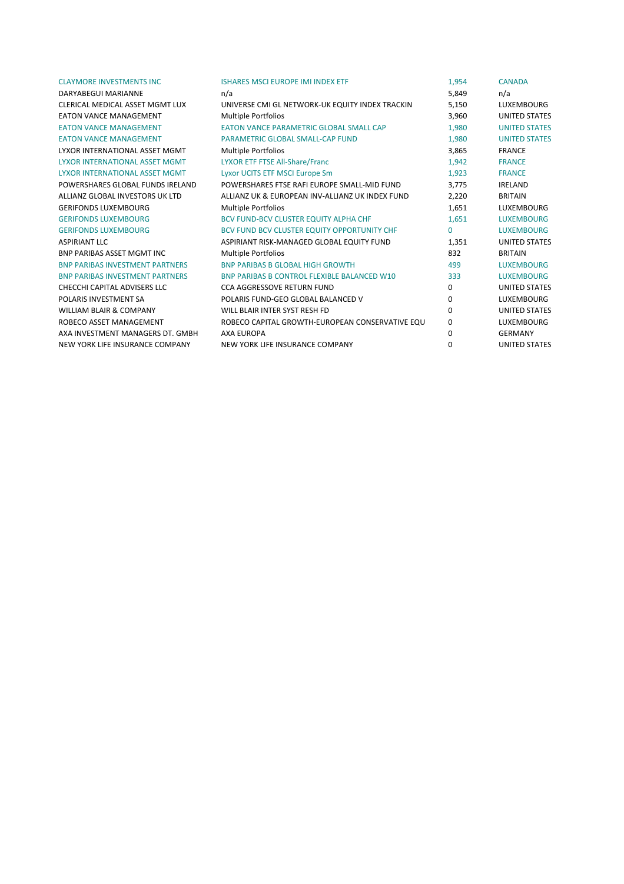| | | | |
|---|---|---|---|
| CLAYMORE INVESTMENTS INC | ISHARES MSCI EUROPE IMI INDEX ETF | 1,954 | CANADA |
| DARYABEGUI MARIANNE | n/a | 5,849 | n/a |
| CLERICAL MEDICAL ASSET MGMT LUX | UNIVERSE CMI GL NETWORK-UK EQUITY INDEX TRACKIN | 5,150 | LUXEMBOURG |
| EATON VANCE MANAGEMENT | Multiple Portfolios | 3,960 | UNITED STATES |
| EATON VANCE MANAGEMENT | EATON VANCE PARAMETRIC GLOBAL SMALL CAP | 1,980 | UNITED STATES |
| EATON VANCE MANAGEMENT | PARAMETRIC GLOBAL SMALL-CAP FUND | 1,980 | UNITED STATES |
| LYXOR INTERNATIONAL ASSET MGMT | Multiple Portfolios | 3,865 | FRANCE |
| LYXOR INTERNATIONAL ASSET MGMT | LYXOR ETF FTSE All-Share/Franc | 1,942 | FRANCE |
| LYXOR INTERNATIONAL ASSET MGMT | Lyxor UCITS ETF MSCI Europe Sm | 1,923 | FRANCE |
| POWERSHARES GLOBAL FUNDS IRELAND | POWERSHARES FTSE RAFI EUROPE SMALL-MID FUND | 3,775 | IRELAND |
| ALLIANZ GLOBAL INVESTORS UK LTD | ALLIANZ UK & EUROPEAN INV-ALLIANZ UK INDEX FUND | 2,220 | BRITAIN |
| GERIFONDS LUXEMBOURG | Multiple Portfolios | 1,651 | LUXEMBOURG |
| GERIFONDS LUXEMBOURG | BCV FUND-BCV CLUSTER EQUITY ALPHA CHF | 1,651 | LUXEMBOURG |
| GERIFONDS LUXEMBOURG | BCV FUND BCV CLUSTER EQUITY OPPORTUNITY CHF | 0 | LUXEMBOURG |
| ASPIRIANT LLC | ASPIRIANT RISK-MANAGED GLOBAL EQUITY FUND | 1,351 | UNITED STATES |
| BNP PARIBAS ASSET MGMT INC | Multiple Portfolios | 832 | BRITAIN |
| BNP PARIBAS INVESTMENT PARTNERS | BNP PARIBAS B GLOBAL HIGH GROWTH | 499 | LUXEMBOURG |
| BNP PARIBAS INVESTMENT PARTNERS | BNP PARIBAS B CONTROL FLEXIBLE BALANCED W10 | 333 | LUXEMBOURG |
| CHECCHI CAPITAL ADVISERS LLC | CCA AGGRESSOVE RETURN FUND | 0 | UNITED STATES |
| POLARIS INVESTMENT SA | POLARIS FUND-GEO GLOBAL BALANCED V | 0 | LUXEMBOURG |
| WILLIAM BLAIR & COMPANY | WILL BLAIR INTER SYST RESH FD | 0 | UNITED STATES |
| ROBECO ASSET MANAGEMENT | ROBECO CAPITAL GROWTH-EUROPEAN CONSERVATIVE EQU | 0 | LUXEMBOURG |
| AXA INVESTMENT MANAGERS DT. GMBH | AXA EUROPA | 0 | GERMANY |
| NEW YORK LIFE INSURANCE COMPANY | NEW YORK LIFE INSURANCE COMPANY | 0 | UNITED STATES |